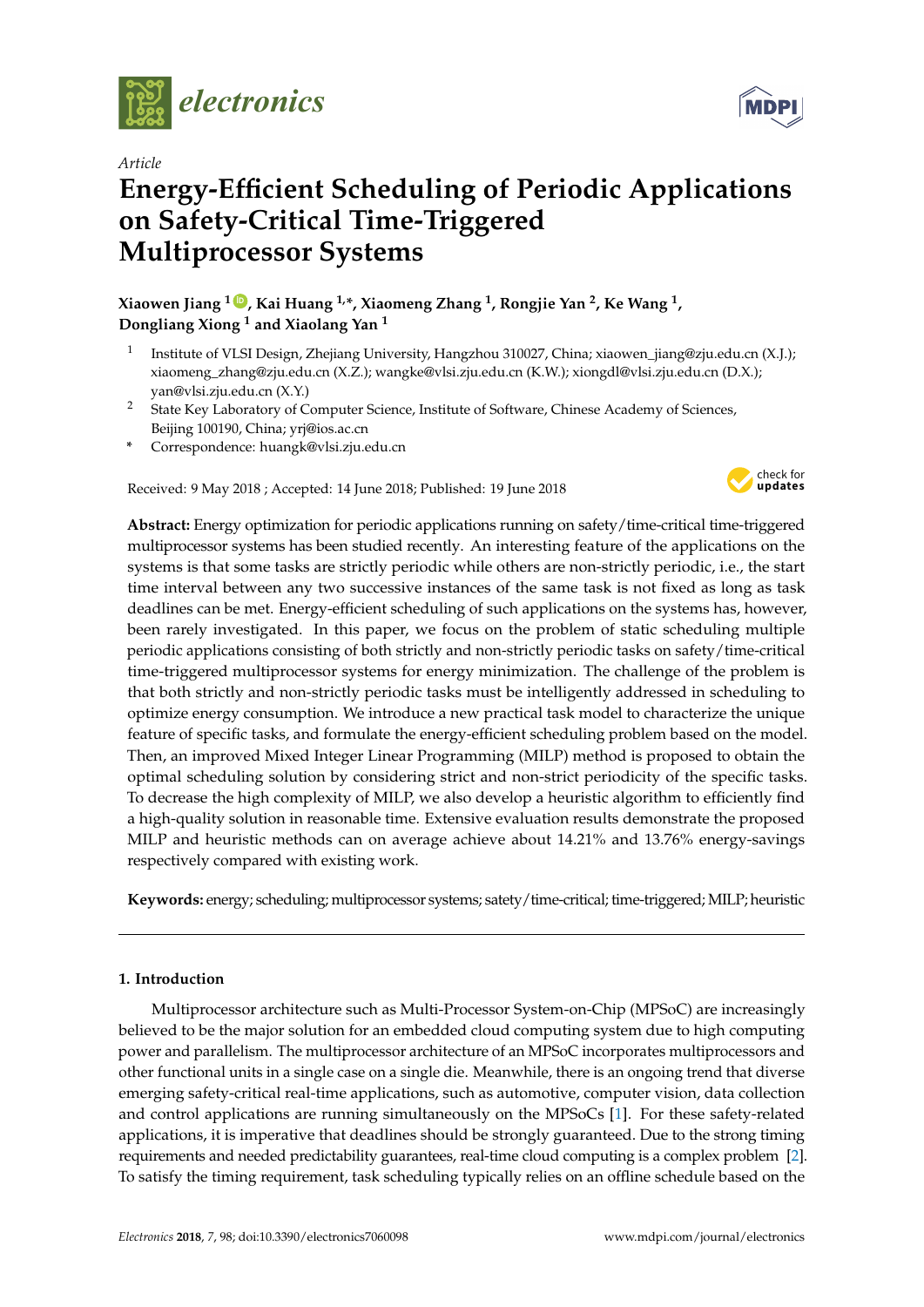*electronics*

Article

# Energy-Efficient Scheduling of Periodic Applications on Safety-Critical Time-Triggered Multiprocessor Systems

**Xiaowen Jiang [1], Kai Huang [1,*], Xiaomeng Zhang [1], Rongjie Yan [2], Ke Wang [1], Dongliang Xiong [1] and Xiaolang Yan [1]**

[1] Institute of VLSI Design, Zhejiang University, Hangzhou 310027, China; xiaowen_jiang@zju.edu.cn (X.J.); xiaomeng_zhang@zju.edu.cn (X.Z.); wangke@vlsi.zju.edu.cn (K.W.); xiongdl@vlsi.zju.edu.cn (D.X.); yan@vlsi.zju.edu.cn (X.Y.)

[2] State Key Laboratory of Computer Science, Institute of Software, Chinese Academy of Sciences, Beijing 100190, China; yrj@ios.ac.cn

\* Correspondence: huangk@vlsi.zju.edu.cn

Received: 9 May 2018 ; Accepted: 14 June 2018; Published: 19 June 2018

**Abstract:** Energy optimization for periodic applications running on safety/time-critical time-triggered multiprocessor systems has been studied recently. An interesting feature of the applications on the systems is that some tasks are strictly periodic while others are non-strictly periodic, i.e., the start time interval between any two successive instances of the same task is not fixed as long as task deadlines can be met. Energy-efficient scheduling of such applications on the systems has, however, been rarely investigated. In this paper, we focus on the problem of static scheduling multiple periodic applications consisting of both strictly and non-strictly periodic tasks on safety/time-critical time-triggered multiprocessor systems for energy minimization. The challenge of the problem is that both strictly and non-strictly periodic tasks must be intelligently addressed in scheduling to optimize energy consumption. We introduce a new practical task model to characterize the unique feature of specific tasks, and formulate the energy-efficient scheduling problem based on the model. Then, an improved Mixed Integer Linear Programming (MILP) method is proposed to obtain the optimal scheduling solution by considering strict and non-strict periodicity of the specific tasks. To decrease the high complexity of MILP, we also develop a heuristic algorithm to efficiently find a high-quality solution in reasonable time. Extensive evaluation results demonstrate the proposed MILP and heuristic methods can on average achieve about 14.21% and 13.76% energy-savings respectively compared with existing work.

**Keywords:** energy; scheduling; multiprocessor systems; satety/time-critical; time-triggered; MILP; heuristic

## 1. Introduction

Multiprocessor architecture such as Multi-Processor System-on-Chip (MPSoC) are increasingly believed to be the major solution for an embedded cloud computing system due to high computing power and parallelism. The multiprocessor architecture of an MPSoC incorporates multiprocessors and other functional units in a single case on a single die. Meanwhile, there is an ongoing trend that diverse emerging safety-critical real-time applications, such as automotive, computer vision, data collection and control applications are running simultaneously on the MPSoCs [1]. For these safety-related applications, it is imperative that deadlines should be strongly guaranteed. Due to the strong timing requirements and needed predictability guarantees, real-time cloud computing is a complex problem [2]. To satisfy the timing requirement, task scheduling typically relies on an offline schedule based on the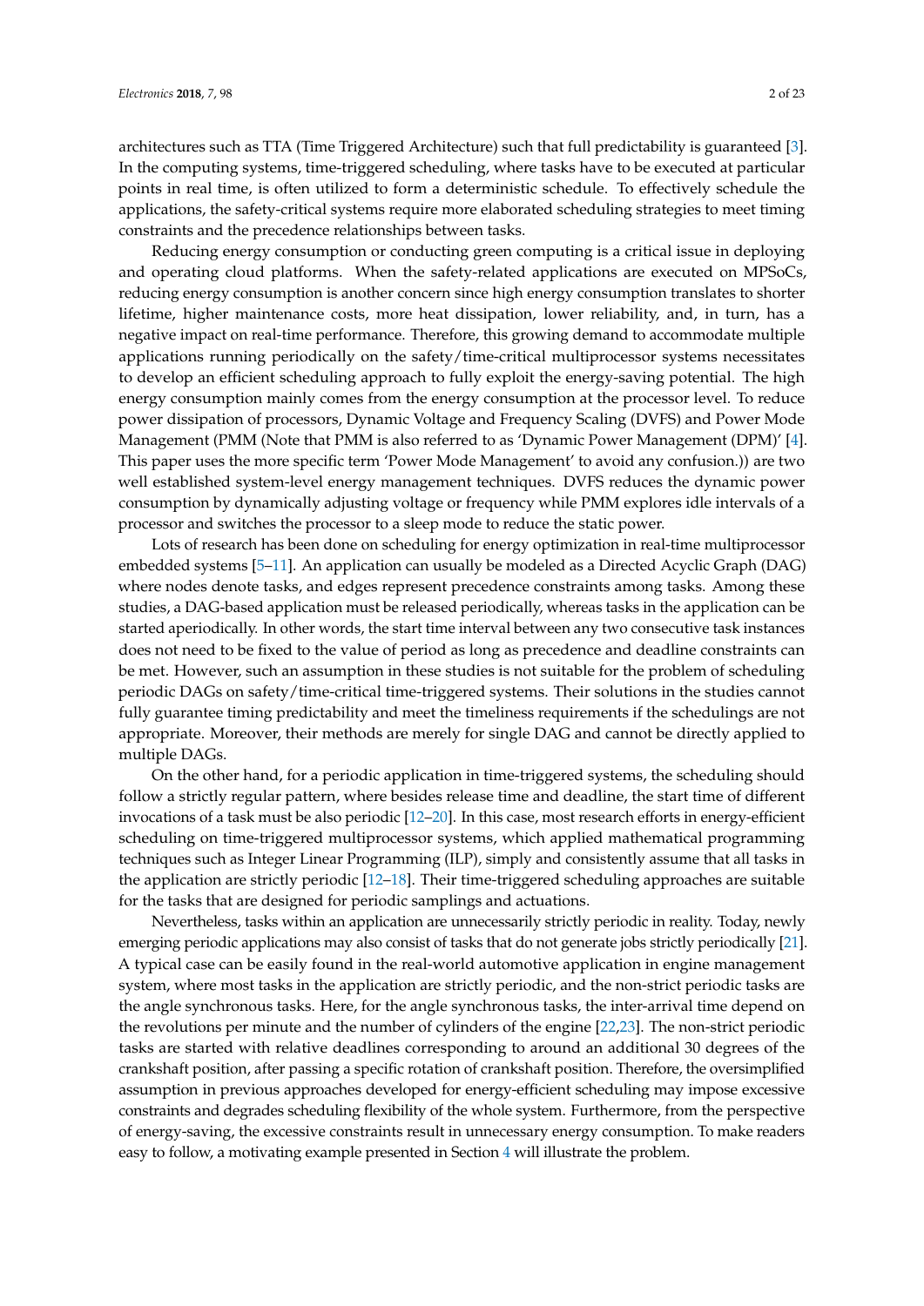architectures such as TTA (Time Triggered Architecture) such that full predictability is guaranteed [3]. In the computing systems, time-triggered scheduling, where tasks have to be executed at particular points in real time, is often utilized to form a deterministic schedule. To effectively schedule the applications, the safety-critical systems require more elaborated scheduling strategies to meet timing constraints and the precedence relationships between tasks.

Reducing energy consumption or conducting green computing is a critical issue in deploying and operating cloud platforms. When the safety-related applications are executed on MPSoCs, reducing energy consumption is another concern since high energy consumption translates to shorter lifetime, higher maintenance costs, more heat dissipation, lower reliability, and, in turn, has a negative impact on real-time performance. Therefore, this growing demand to accommodate multiple applications running periodically on the safety/time-critical multiprocessor systems necessitates to develop an efficient scheduling approach to fully exploit the energy-saving potential. The high energy consumption mainly comes from the energy consumption at the processor level. To reduce power dissipation of processors, Dynamic Voltage and Frequency Scaling (DVFS) and Power Mode Management (PMM (Note that PMM is also referred to as 'Dynamic Power Management (DPM)' [4]. This paper uses the more specific term 'Power Mode Management' to avoid any confusion.)) are two well established system-level energy management techniques. DVFS reduces the dynamic power consumption by dynamically adjusting voltage or frequency while PMM explores idle intervals of a processor and switches the processor to a sleep mode to reduce the static power.

Lots of research has been done on scheduling for energy optimization in real-time multiprocessor embedded systems [5–11]. An application can usually be modeled as a Directed Acyclic Graph (DAG) where nodes denote tasks, and edges represent precedence constraints among tasks. Among these studies, a DAG-based application must be released periodically, whereas tasks in the application can be started aperiodically. In other words, the start time interval between any two consecutive task instances does not need to be fixed to the value of period as long as precedence and deadline constraints can be met. However, such an assumption in these studies is not suitable for the problem of scheduling periodic DAGs on safety/time-critical time-triggered systems. Their solutions in the studies cannot fully guarantee timing predictability and meet the timeliness requirements if the schedulings are not appropriate. Moreover, their methods are merely for single DAG and cannot be directly applied to multiple DAGs.

On the other hand, for a periodic application in time-triggered systems, the scheduling should follow a strictly regular pattern, where besides release time and deadline, the start time of different invocations of a task must be also periodic [12–20]. In this case, most research efforts in energy-efficient scheduling on time-triggered multiprocessor systems, which applied mathematical programming techniques such as Integer Linear Programming (ILP), simply and consistently assume that all tasks in the application are strictly periodic [12–18]. Their time-triggered scheduling approaches are suitable for the tasks that are designed for periodic samplings and actuations.

Nevertheless, tasks within an application are unnecessarily strictly periodic in reality. Today, newly emerging periodic applications may also consist of tasks that do not generate jobs strictly periodically [21]. A typical case can be easily found in the real-world automotive application in engine management system, where most tasks in the application are strictly periodic, and the non-strict periodic tasks are the angle synchronous tasks. Here, for the angle synchronous tasks, the inter-arrival time depend on the revolutions per minute and the number of cylinders of the engine [22,23]. The non-strict periodic tasks are started with relative deadlines corresponding to around an additional 30 degrees of the crankshaft position, after passing a specific rotation of crankshaft position. Therefore, the oversimplified assumption in previous approaches developed for energy-efficient scheduling may impose excessive constraints and degrades scheduling flexibility of the whole system. Furthermore, from the perspective of energy-saving, the excessive constraints result in unnecessary energy consumption. To make readers easy to follow, a motivating example presented in Section 4 will illustrate the problem.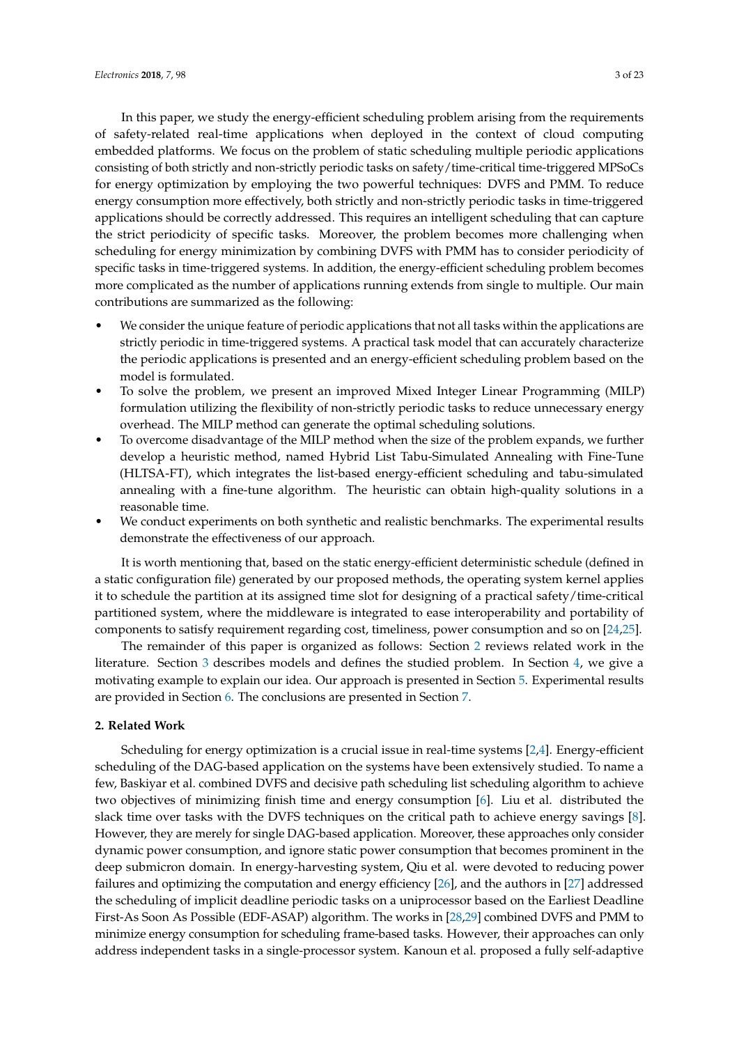In this paper, we study the energy-efficient scheduling problem arising from the requirements of safety-related real-time applications when deployed in the context of cloud computing embedded platforms. We focus on the problem of static scheduling multiple periodic applications consisting of both strictly and non-strictly periodic tasks on safety/time-critical time-triggered MPSoCs for energy optimization by employing the two powerful techniques: DVFS and PMM. To reduce energy consumption more effectively, both strictly and non-strictly periodic tasks in time-triggered applications should be correctly addressed. This requires an intelligent scheduling that can capture the strict periodicity of specific tasks. Moreover, the problem becomes more challenging when scheduling for energy minimization by combining DVFS with PMM has to consider periodicity of specific tasks in time-triggered systems. In addition, the energy-efficient scheduling problem becomes more complicated as the number of applications running extends from single to multiple. Our main contributions are summarized as the following:

- We consider the unique feature of periodic applications that not all tasks within the applications are strictly periodic in time-triggered systems. A practical task model that can accurately characterize the periodic applications is presented and an energy-efficient scheduling problem based on the model is formulated.
- To solve the problem, we present an improved Mixed Integer Linear Programming (MILP) formulation utilizing the flexibility of non-strictly periodic tasks to reduce unnecessary energy overhead. The MILP method can generate the optimal scheduling solutions.
- To overcome disadvantage of the MILP method when the size of the problem expands, we further develop a heuristic method, named Hybrid List Tabu-Simulated Annealing with Fine-Tune (HLTSA-FT), which integrates the list-based energy-efficient scheduling and tabu-simulated annealing with a fine-tune algorithm. The heuristic can obtain high-quality solutions in a reasonable time.
- We conduct experiments on both synthetic and realistic benchmarks. The experimental results demonstrate the effectiveness of our approach.

It is worth mentioning that, based on the static energy-efficient deterministic schedule (defined in a static configuration file) generated by our proposed methods, the operating system kernel applies it to schedule the partition at its assigned time slot for designing of a practical safety/time-critical partitioned system, where the middleware is integrated to ease interoperability and portability of components to satisfy requirement regarding cost, timeliness, power consumption and so on [24,25].

The remainder of this paper is organized as follows: Section 2 reviews related work in the literature. Section 3 describes models and defines the studied problem. In Section 4, we give a motivating example to explain our idea. Our approach is presented in Section 5. Experimental results are provided in Section 6. The conclusions are presented in Section 7.

## 2. Related Work

Scheduling for energy optimization is a crucial issue in real-time systems [2,4]. Energy-efficient scheduling of the DAG-based application on the systems have been extensively studied. To name a few, Baskiyar et al. combined DVFS and decisive path scheduling list scheduling algorithm to achieve two objectives of minimizing finish time and energy consumption [6]. Liu et al. distributed the slack time over tasks with the DVFS techniques on the critical path to achieve energy savings [8]. However, they are merely for single DAG-based application. Moreover, these approaches only consider dynamic power consumption, and ignore static power consumption that becomes prominent in the deep submicron domain. In energy-harvesting system, Qiu et al. were devoted to reducing power failures and optimizing the computation and energy efficiency [26], and the authors in [27] addressed the scheduling of implicit deadline periodic tasks on a uniprocessor based on the Earliest Deadline First-As Soon As Possible (EDF-ASAP) algorithm. The works in [28,29] combined DVFS and PMM to minimize energy consumption for scheduling frame-based tasks. However, their approaches can only address independent tasks in a single-processor system. Kanoun et al. proposed a fully self-adaptive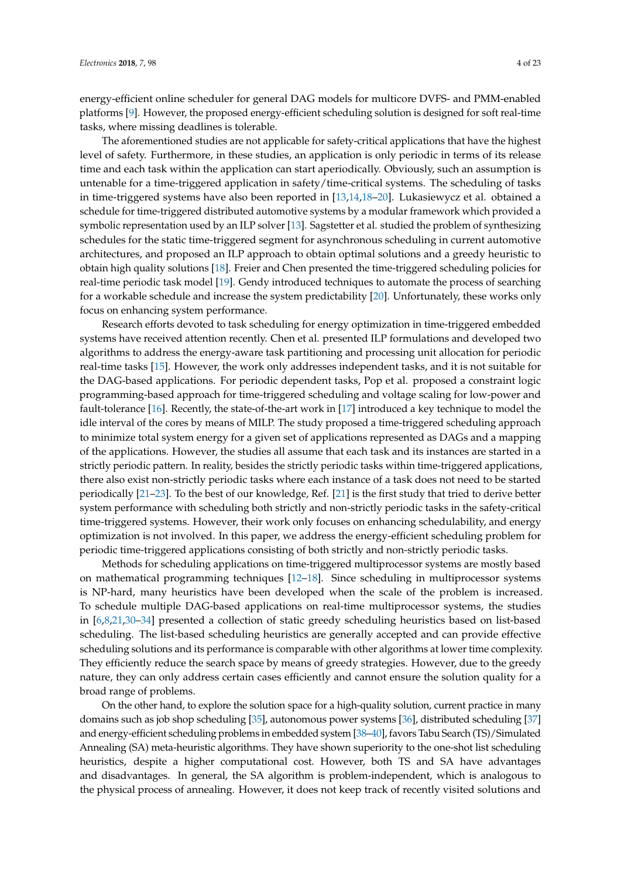energy-efficient online scheduler for general DAG models for multicore DVFS- and PMM-enabled platforms [9]. However, the proposed energy-efficient scheduling solution is designed for soft real-time tasks, where missing deadlines is tolerable.

The aforementioned studies are not applicable for safety-critical applications that have the highest level of safety. Furthermore, in these studies, an application is only periodic in terms of its release time and each task within the application can start aperiodically. Obviously, such an assumption is untenable for a time-triggered application in safety/time-critical systems. The scheduling of tasks in time-triggered systems have also been reported in [13,14,18–20]. Lukasiewycz et al. obtained a schedule for time-triggered distributed automotive systems by a modular framework which provided a symbolic representation used by an ILP solver [13]. Sagstetter et al. studied the problem of synthesizing schedules for the static time-triggered segment for asynchronous scheduling in current automotive architectures, and proposed an ILP approach to obtain optimal solutions and a greedy heuristic to obtain high quality solutions [18]. Freier and Chen presented the time-triggered scheduling policies for real-time periodic task model [19]. Gendy introduced techniques to automate the process of searching for a workable schedule and increase the system predictability [20]. Unfortunately, these works only focus on enhancing system performance.

Research efforts devoted to task scheduling for energy optimization in time-triggered embedded systems have received attention recently. Chen et al. presented ILP formulations and developed two algorithms to address the energy-aware task partitioning and processing unit allocation for periodic real-time tasks [15]. However, the work only addresses independent tasks, and it is not suitable for the DAG-based applications. For periodic dependent tasks, Pop et al. proposed a constraint logic programming-based approach for time-triggered scheduling and voltage scaling for low-power and fault-tolerance [16]. Recently, the state-of-the-art work in [17] introduced a key technique to model the idle interval of the cores by means of MILP. The study proposed a time-triggered scheduling approach to minimize total system energy for a given set of applications represented as DAGs and a mapping of the applications. However, the studies all assume that each task and its instances are started in a strictly periodic pattern. In reality, besides the strictly periodic tasks within time-triggered applications, there also exist non-strictly periodic tasks where each instance of a task does not need to be started periodically [21–23]. To the best of our knowledge, Ref. [21] is the first study that tried to derive better system performance with scheduling both strictly and non-strictly periodic tasks in the safety-critical time-triggered systems. However, their work only focuses on enhancing schedulability, and energy optimization is not involved. In this paper, we address the energy-efficient scheduling problem for periodic time-triggered applications consisting of both strictly and non-strictly periodic tasks.

Methods for scheduling applications on time-triggered multiprocessor systems are mostly based on mathematical programming techniques [12–18]. Since scheduling in multiprocessor systems is NP-hard, many heuristics have been developed when the scale of the problem is increased. To schedule multiple DAG-based applications on real-time multiprocessor systems, the studies in [6,8,21,30–34] presented a collection of static greedy scheduling heuristics based on list-based scheduling. The list-based scheduling heuristics are generally accepted and can provide effective scheduling solutions and its performance is comparable with other algorithms at lower time complexity. They efficiently reduce the search space by means of greedy strategies. However, due to the greedy nature, they can only address certain cases efficiently and cannot ensure the solution quality for a broad range of problems.

On the other hand, to explore the solution space for a high-quality solution, current practice in many domains such as job shop scheduling [35], autonomous power systems [36], distributed scheduling [37] and energy-efficient scheduling problems in embedded system [38–40], favors Tabu Search (TS)/Simulated Annealing (SA) meta-heuristic algorithms. They have shown superiority to the one-shot list scheduling heuristics, despite a higher computational cost. However, both TS and SA have advantages and disadvantages. In general, the SA algorithm is problem-independent, which is analogous to the physical process of annealing. However, it does not keep track of recently visited solutions and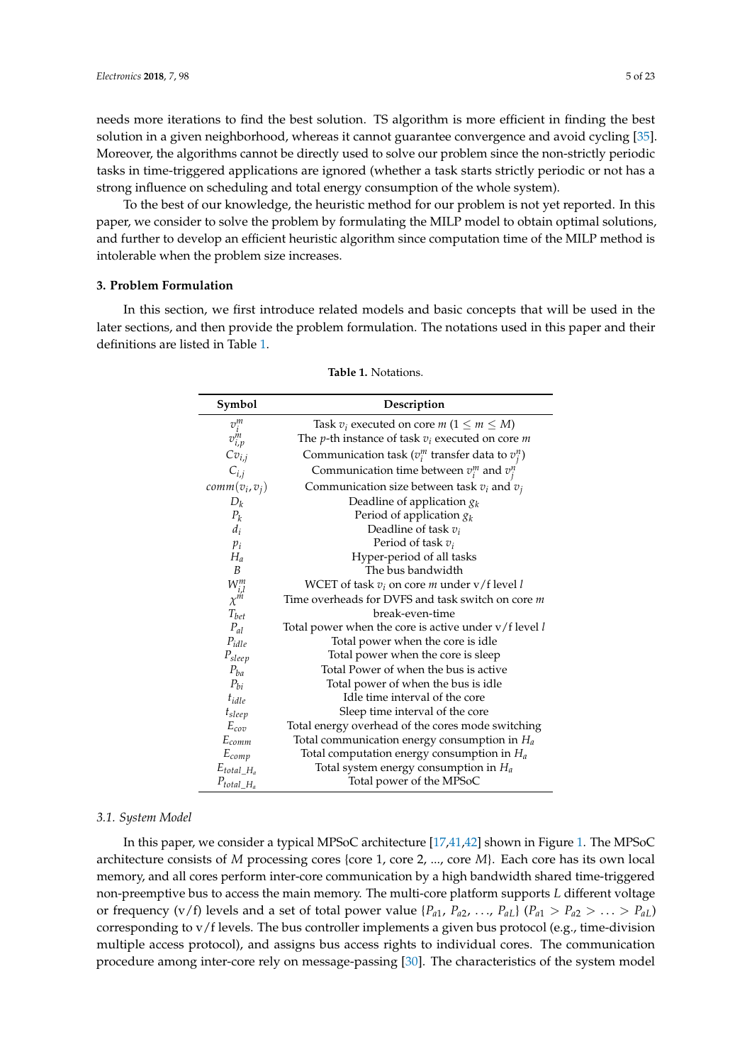needs more iterations to find the best solution. TS algorithm is more efficient in finding the best solution in a given neighborhood, whereas it cannot guarantee convergence and avoid cycling [35]. Moreover, the algorithms cannot be directly used to solve our problem since the non-strictly periodic tasks in time-triggered applications are ignored (whether a task starts strictly periodic or not has a strong influence on scheduling and total energy consumption of the whole system).

To the best of our knowledge, the heuristic method for our problem is not yet reported. In this paper, we consider to solve the problem by formulating the MILP model to obtain optimal solutions, and further to develop an efficient heuristic algorithm since computation time of the MILP method is intolerable when the problem size increases.

## 3. Problem Formulation

In this section, we first introduce related models and basic concepts that will be used in the later sections, and then provide the problem formulation. The notations used in this paper and their definitions are listed in Table 1.

**Table 1.** Notations.

| Symbol | Description |
|---|---|
| $v_i^m$ | Task $v_i$ executed on core $m$ ($1 \leq m \leq M$) |
| $v_{i,p}^m$ | The $p$-th instance of task $v_i$ executed on core $m$ |
| $Cv_{i,j}$ | Communication task ($v_i^m$ transfer data to $v_j^n$) |
| $C_{i,j}$ | Communication time between $v_i^m$ and $v_j^n$ |
| $comm(v_i, v_j)$ | Communication size between task $v_i$ and $v_j$ |
| $D_k$ | Deadline of application $g_k$ |
| $P_k$ | Period of application $g_k$ |
| $d_i$ | Deadline of task $v_i$ |
| $p_i$ | Period of task $v_i$ |
| $H_a$ | Hyper-period of all tasks |
| $B$ | The bus bandwidth |
| $W_{i,l}^m$ | WCET of task $v_i$ on core $m$ under v/f level $l$ |
| $\chi^m$ | Time overheads for DVFS and task switch on core $m$ |
| $T_{bet}$ | break-even-time |
| $P_{al}$ | Total power when the core is active under v/f level $l$ |
| $P_{idle}$ | Total power when the core is idle |
| $P_{sleep}$ | Total power when the core is sleep |
| $P_{ba}$ | Total Power of when the bus is active |
| $P_{bi}$ | Total power of when the bus is idle |
| $t_{idle}$ | Idle time interval of the core |
| $t_{sleep}$ | Sleep time interval of the core |
| $E_{cov}$ | Total energy overhead of the cores mode switching |
| $E_{comm}$ | Total communication energy consumption in $H_a$ |
| $E_{comp}$ | Total computation energy consumption in $H_a$ |
| $E_{total\_H_a}$ | Total system energy consumption in $H_a$ |
| $P_{total\_H_a}$ | Total power of the MPSoC |

### 3.1. System Model

In this paper, we consider a typical MPSoC architecture [17,41,42] shown in Figure 1. The MPSoC architecture consists of $M$ processing cores {core 1, core 2, ..., core $M$}. Each core has its own local memory, and all cores perform inter-core communication by a high bandwidth shared time-triggered non-preemptive bus to access the main memory. The multi-core platform supports $L$ different voltage or frequency (v/f) levels and a set of total power value $\{P_{a1}, P_{a2}, \ldots, P_{aL}\}$ ($P_{a1} > P_{a2} > \ldots > P_{aL}$) corresponding to v/f levels. The bus controller implements a given bus protocol (e.g., time-division multiple access protocol), and assigns bus access rights to individual cores. The communication procedure among inter-core rely on message-passing [30]. The characteristics of the system model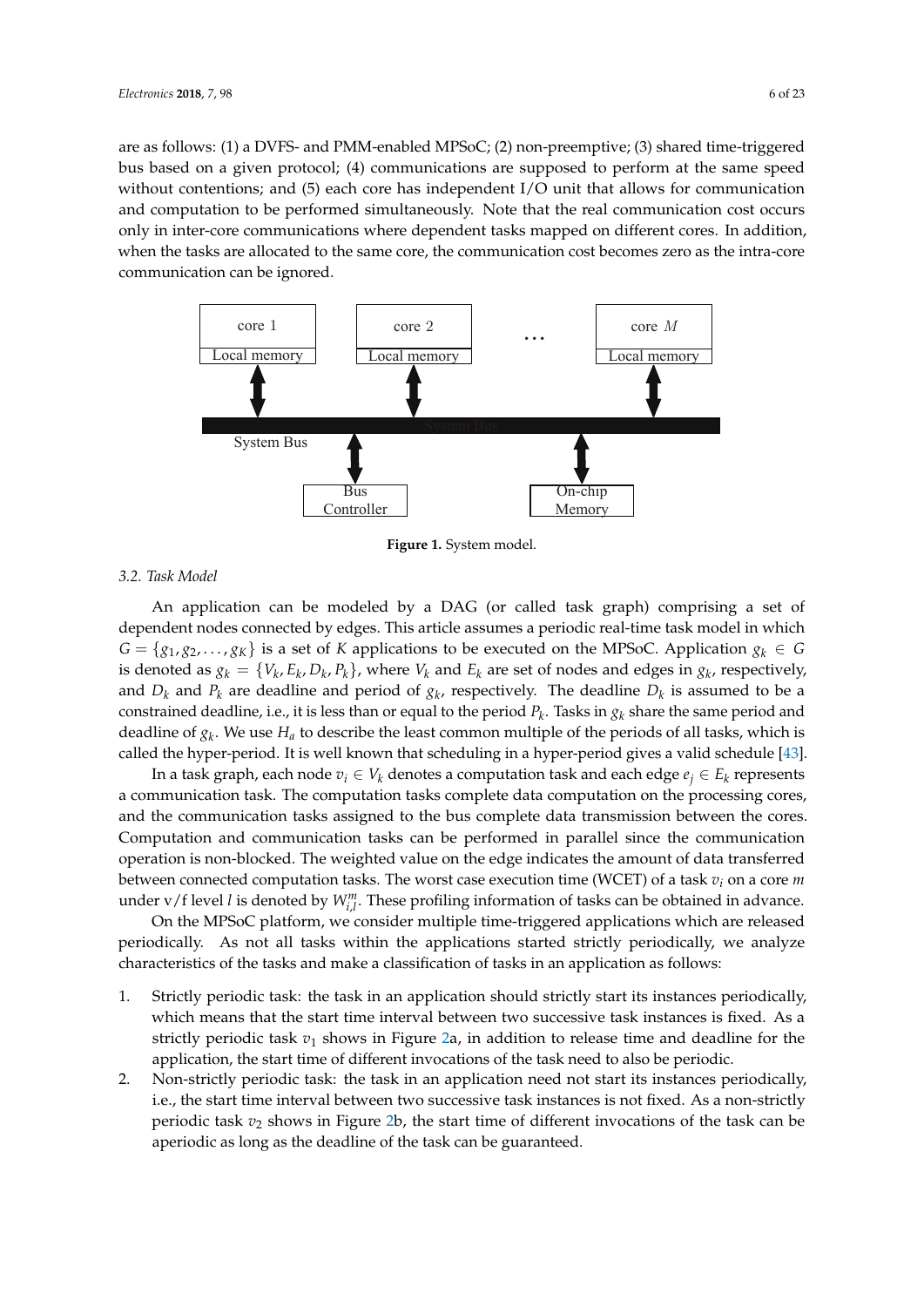are as follows: (1) a DVFS- and PMM-enabled MPSoC; (2) non-preemptive; (3) shared time-triggered bus based on a given protocol; (4) communications are supposed to perform at the same speed without contentions; and (5) each core has independent I/O unit that allows for communication and computation to be performed simultaneously. Note that the real communication cost occurs only in inter-core communications where dependent tasks mapped on different cores. In addition, when the tasks are allocated to the same core, the communication cost becomes zero as the intra-core communication can be ignored.

**Figure 1.** System model.

### 3.2. Task Model

An application can be modeled by a DAG (or called task graph) comprising a set of dependent nodes connected by edges. This article assumes a periodic real-time task model in which $G = \{g_1, g_2, \ldots, g_K\}$ is a set of $K$ applications to be executed on the MPSoC. Application $g_k \in G$ is denoted as $g_k = \{V_k, E_k, D_k, P_k\}$, where $V_k$ and $E_k$ are set of nodes and edges in $g_k$, respectively, and $D_k$ and $P_k$ are deadline and period of $g_k$, respectively. The deadline $D_k$ is assumed to be a constrained deadline, i.e., it is less than or equal to the period $P_k$. Tasks in $g_k$ share the same period and deadline of $g_k$. We use $H_a$ to describe the least common multiple of the periods of all tasks, which is called the hyper-period. It is well known that scheduling in a hyper-period gives a valid schedule [43].

In a task graph, each node $v_i \in V_k$ denotes a computation task and each edge $e_j \in E_k$ represents a communication task. The computation tasks complete data computation on the processing cores, and the communication tasks assigned to the bus complete data transmission between the cores. Computation and communication tasks can be performed in parallel since the communication operation is non-blocked. The weighted value on the edge indicates the amount of data transferred between connected computation tasks. The worst case execution time (WCET) of a task $v_i$ on a core $m$ under v/f level $l$ is denoted by $W_{i,l}^m$. These profiling information of tasks can be obtained in advance.

On the MPSoC platform, we consider multiple time-triggered applications which are released periodically. As not all tasks within the applications started strictly periodically, we analyze characteristics of the tasks and make a classification of tasks in an application as follows:

1. Strictly periodic task: the task in an application should strictly start its instances periodically, which means that the start time interval between two successive task instances is fixed. As a strictly periodic task $v_1$ shows in Figure 2a, in addition to release time and deadline for the application, the start time of different invocations of the task need to also be periodic.
2. Non-strictly periodic task: the task in an application need not start its instances periodically, i.e., the start time interval between two successive task instances is not fixed. As a non-strictly periodic task $v_2$ shows in Figure 2b, the start time of different invocations of the task can be aperiodic as long as the deadline of the task can be guaranteed.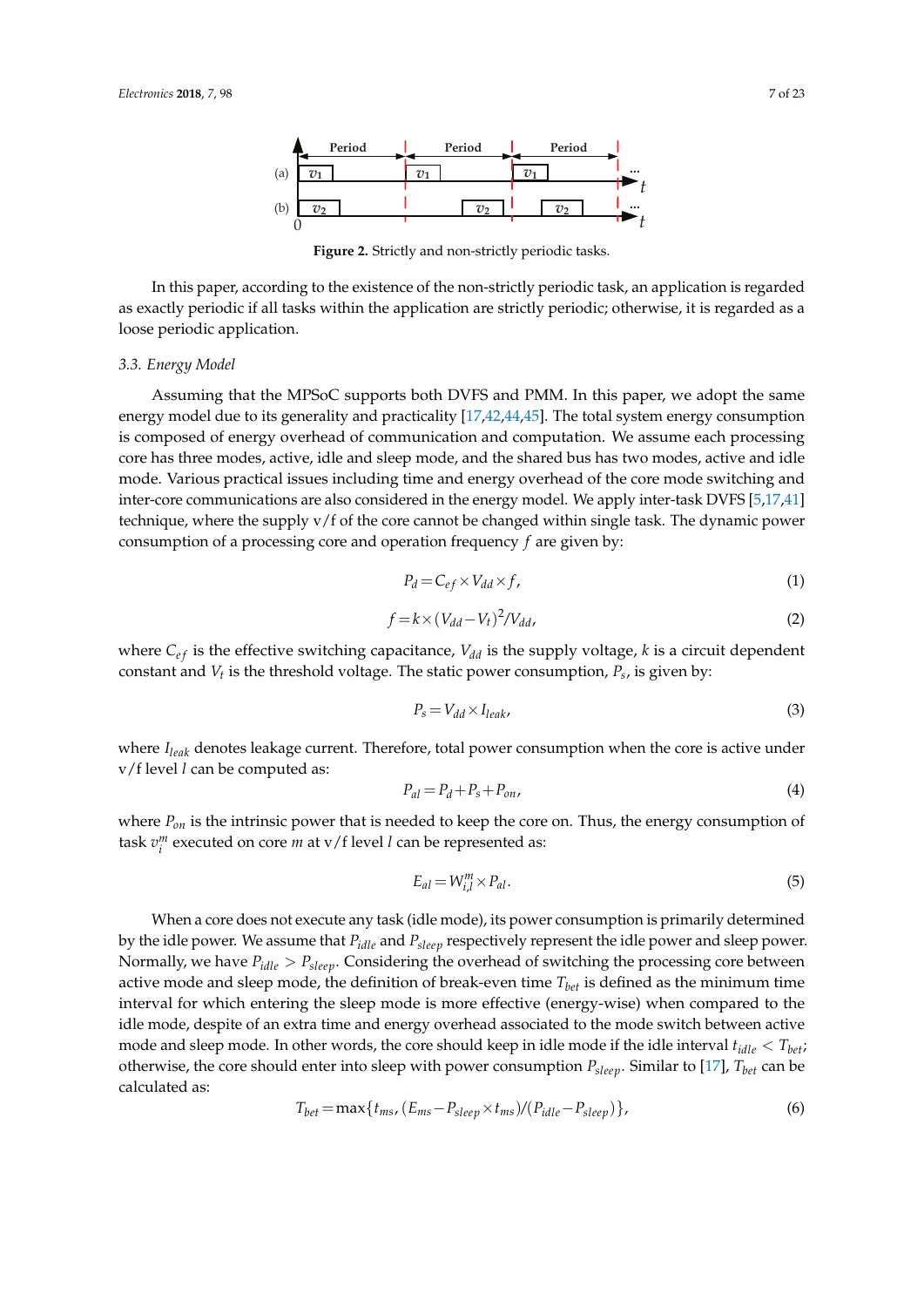Figure 2. Strictly and non-strictly periodic tasks.

In this paper, according to the existence of the non-strictly periodic task, an application is regarded as exactly periodic if all tasks within the application are strictly periodic; otherwise, it is regarded as a loose periodic application.

### 3.3. Energy Model

Assuming that the MPSoC supports both DVFS and PMM. In this paper, we adopt the same energy model due to its generality and practicality [17,42,44,45]. The total system energy consumption is composed of energy overhead of communication and computation. We assume each processing core has three modes, active, idle and sleep mode, and the shared bus has two modes, active and idle mode. Various practical issues including time and energy overhead of the core mode switching and inter-core communications are also considered in the energy model. We apply inter-task DVFS [5,17,41] technique, where the supply v/f of the core cannot be changed within single task. The dynamic power consumption of a processing core and operation frequency $f$ are given by:

$$P_d = C_{ef} \times V_{dd} \times f, \tag{1}$$

$$f = k \times (V_{dd} - V_t)^2 / V_{dd}, \tag{2}$$

where $C_{ef}$ is the effective switching capacitance, $V_{dd}$ is the supply voltage, $k$ is a circuit dependent constant and $V_t$ is the threshold voltage. The static power consumption, $P_s$, is given by:

$$P_s = V_{dd} \times I_{leak}, \tag{3}$$

where $I_{leak}$ denotes leakage current. Therefore, total power consumption when the core is active under v/f level $l$ can be computed as:

$$P_{al} = P_d + P_s + P_{on}, \tag{4}$$

where $P_{on}$ is the intrinsic power that is needed to keep the core on. Thus, the energy consumption of task $v_i^m$ executed on core $m$ at v/f level $l$ can be represented as:

$$E_{al} = W_{i,l}^m \times P_{al}. \tag{5}$$

When a core does not execute any task (idle mode), its power consumption is primarily determined by the idle power. We assume that $P_{idle}$ and $P_{sleep}$ respectively represent the idle power and sleep power. Normally, we have $P_{idle} > P_{sleep}$. Considering the overhead of switching the processing core between active mode and sleep mode, the definition of break-even time $T_{bet}$ is defined as the minimum time interval for which entering the sleep mode is more effective (energy-wise) when compared to the idle mode, despite of an extra time and energy overhead associated to the mode switch between active mode and sleep mode. In other words, the core should keep in idle mode if the idle interval $t_{idle} < T_{bet}$; otherwise, the core should enter into sleep with power consumption $P_{sleep}$. Similar to [17], $T_{bet}$ can be calculated as:

$$T_{bet} = \max\{t_{ms}, (E_{ms} - P_{sleep} \times t_{ms})/(P_{idle} - P_{sleep})\}, \tag{6}$$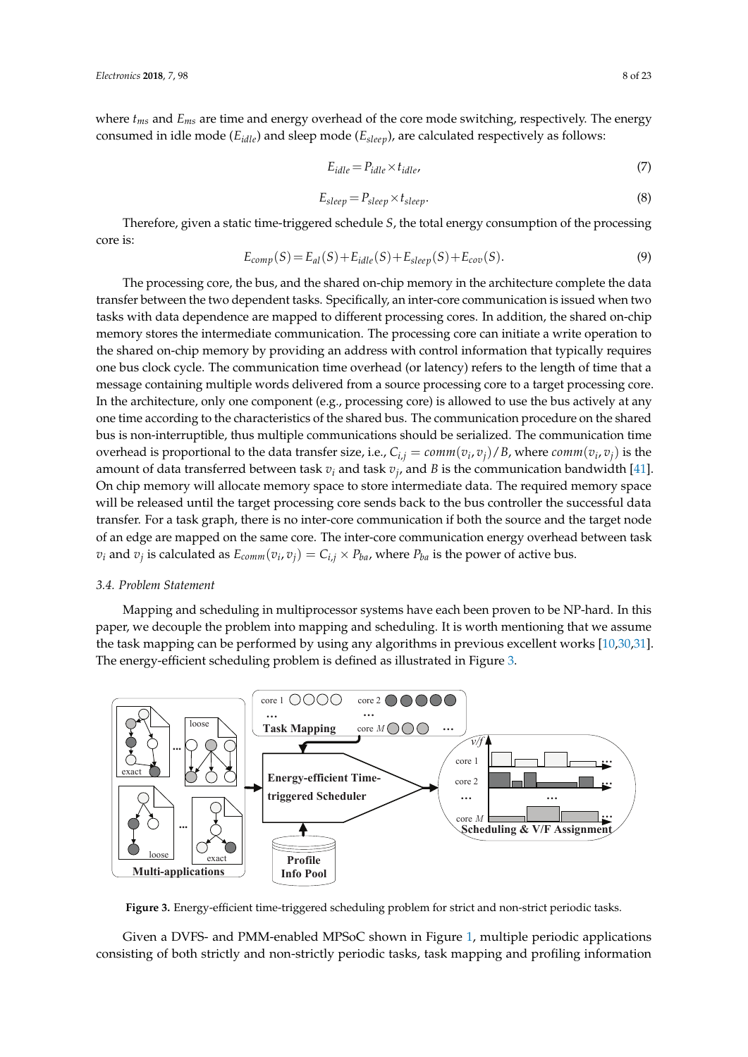where $t_{ms}$ and $E_{ms}$ are time and energy overhead of the core mode switching, respectively. The energy consumed in idle mode ($E_{idle}$) and sleep mode ($E_{sleep}$), are calculated respectively as follows:

$$E_{idle} = P_{idle} \times t_{idle}, \tag{7}$$

$$E_{sleep} = P_{sleep} \times t_{sleep}. \tag{8}$$

Therefore, given a static time-triggered schedule $S$, the total energy consumption of the processing core is:

$$E_{comp}(S) = E_{al}(S) + E_{idle}(S) + E_{sleep}(S) + E_{cov}(S). \tag{9}$$

The processing core, the bus, and the shared on-chip memory in the architecture complete the data transfer between the two dependent tasks. Specifically, an inter-core communication is issued when two tasks with data dependence are mapped to different processing cores. In addition, the shared on-chip memory stores the intermediate communication. The processing core can initiate a write operation to the shared on-chip memory by providing an address with control information that typically requires one bus clock cycle. The communication time overhead (or latency) refers to the length of time that a message containing multiple words delivered from a source processing core to a target processing core. In the architecture, only one component (e.g., processing core) is allowed to use the bus actively at any one time according to the characteristics of the shared bus. The communication procedure on the shared bus is non-interruptible, thus multiple communications should be serialized. The communication time overhead is proportional to the data transfer size, i.e., $C_{i,j} = comm(v_i, v_j)/B$, where $comm(v_i, v_j)$ is the amount of data transferred between task $v_i$ and task $v_j$, and $B$ is the communication bandwidth [41]. On chip memory will allocate memory space to store intermediate data. The required memory space will be released until the target processing core sends back to the bus controller the successful data transfer. For a task graph, there is no inter-core communication if both the source and the target node of an edge are mapped on the same core. The inter-core communication energy overhead between task $v_i$ and $v_j$ is calculated as $E_{comm}(v_i, v_j) = C_{i,j} \times P_{ba}$, where $P_{ba}$ is the power of active bus.

### 3.4. Problem Statement

Mapping and scheduling in multiprocessor systems have each been proven to be NP-hard. In this paper, we decouple the problem into mapping and scheduling. It is worth mentioning that we assume the task mapping can be performed by using any algorithms in previous excellent works [10,30,31]. The energy-efficient scheduling problem is defined as illustrated in Figure 3.

**Figure 3.** Energy-efficient time-triggered scheduling problem for strict and non-strict periodic tasks.

Given a DVFS- and PMM-enabled MPSoC shown in Figure 1, multiple periodic applications consisting of both strictly and non-strictly periodic tasks, task mapping and profiling information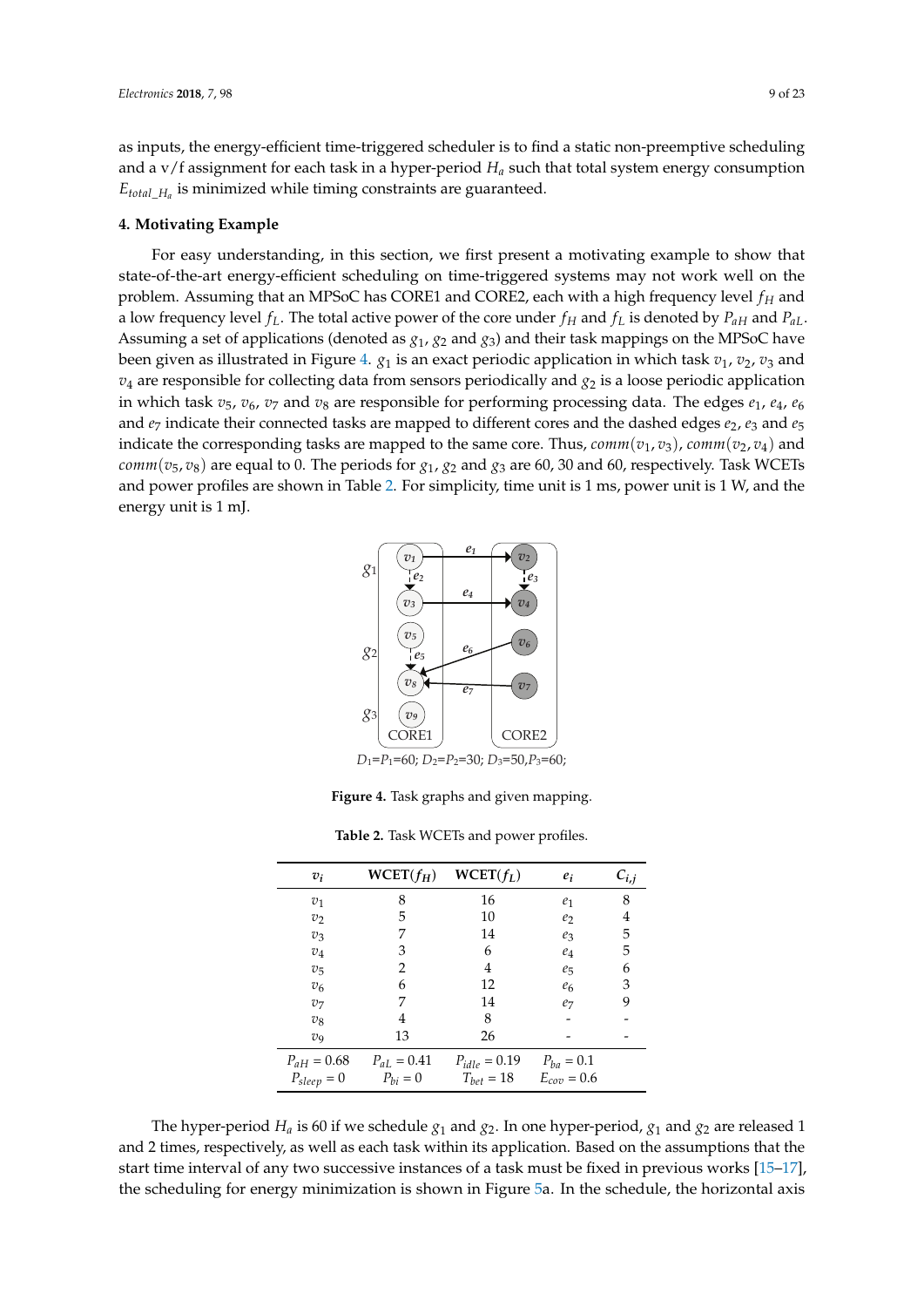as inputs, the energy-efficient time-triggered scheduler is to find a static non-preemptive scheduling and a v/f assignment for each task in a hyper-period $H_a$ such that total system energy consumption $E_{total\_H_a}$ is minimized while timing constraints are guaranteed.

## 4. Motivating Example

For easy understanding, in this section, we first present a motivating example to show that state-of-the-art energy-efficient scheduling on time-triggered systems may not work well on the problem. Assuming that an MPSoC has CORE1 and CORE2, each with a high frequency level $f_H$ and a low frequency level $f_L$. The total active power of the core under $f_H$ and $f_L$ is denoted by $P_{aH}$ and $P_{aL}$. Assuming a set of applications (denoted as $g_1$, $g_2$ and $g_3$) and their task mappings on the MPSoC have been given as illustrated in Figure 4. $g_1$ is an exact periodic application in which task $v_1$, $v_2$, $v_3$ and $v_4$ are responsible for collecting data from sensors periodically and $g_2$ is a loose periodic application in which task $v_5$, $v_6$, $v_7$ and $v_8$ are responsible for performing processing data. The edges $e_1$, $e_4$, $e_6$ and $e_7$ indicate their connected tasks are mapped to different cores and the dashed edges $e_2$, $e_3$ and $e_5$ indicate the corresponding tasks are mapped to the same core. Thus, $comm(v_1, v_3)$, $comm(v_2, v_4)$ and $comm(v_5, v_8)$ are equal to 0. The periods for $g_1$, $g_2$ and $g_3$ are 60, 30 and 60, respectively. Task WCETs and power profiles are shown in Table 2. For simplicity, time unit is 1 ms, power unit is 1 W, and the energy unit is 1 mJ.

$D_1$=$P_1$=60; $D_2$=$P_2$=30; $D_3$=50,$P_3$=60;

**Figure 4.** Task graphs and given mapping.

**Table 2.** Task WCETs and power profiles.

| $v_i$ | WCET($f_H$) | WCET($f_L$) | $e_i$ | $C_{i,j}$ |
|---|---|---|---|---|
| $v_1$ | 8 | 16 | $e_1$ | 8 |
| $v_2$ | 5 | 10 | $e_2$ | 4 |
| $v_3$ | 7 | 14 | $e_3$ | 5 |
| $v_4$ | 3 | 6 | $e_4$ | 5 |
| $v_5$ | 2 | 4 | $e_5$ | 6 |
| $v_6$ | 6 | 12 | $e_6$ | 3 |
| $v_7$ | 7 | 14 | $e_7$ | 9 |
| $v_8$ | 4 | 8 | - | - |
| $v_9$ | 13 | 26 | - | - |
| $P_{aH}$ = 0.68 | $P_{aL}$ = 0.41 | $P_{idle}$ = 0.19 | $P_{ba}$ = 0.1 | |
| $P_{sleep}$ = 0 | $P_{bi}$ = 0 | $T_{bet}$ = 18 | $E_{cov}$ = 0.6 | |

The hyper-period $H_a$ is 60 if we schedule $g_1$ and $g_2$. In one hyper-period, $g_1$ and $g_2$ are released 1 and 2 times, respectively, as well as each task within its application. Based on the assumptions that the start time interval of any two successive instances of a task must be fixed in previous works [15–17], the scheduling for energy minimization is shown in Figure 5a. In the schedule, the horizontal axis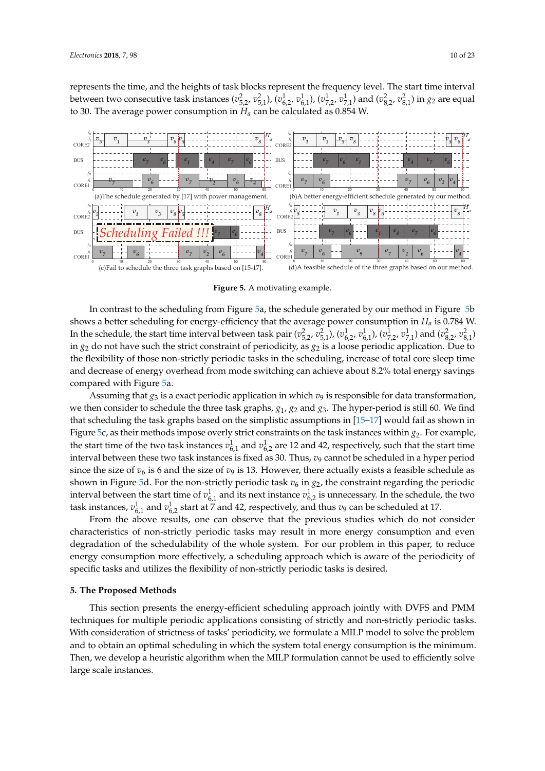represents the time, and the heights of task blocks represent the frequency level. The start time interval between two consecutive task instances ($v_{5,2}^2$, $v_{5,1}^2$), ($v_{6,2}^1$, $v_{6,1}^1$), ($v_{7,2}^1$, $v_{7,1}^1$) and ($v_{8,2}^2$, $v_{8,1}^2$) in $g_2$ are equal to 30. The average power consumption in $H_a$ can be calculated as 0.854 W.

(a)The schedule generated by [17] with power management.

(b)A better energy-efficient schedule generated by our method.

(c)Fail to schedule the three task graphs based on [15-17].

(d)A feasible schedule of the three graphs based on our method.

**Figure 5.** A motivating example.

In contrast to the scheduling from Figure 5a, the schedule generated by our method in Figure 5b shows a better scheduling for energy-efficiency that the average power consumption in $H_a$ is 0.784 W. In the schedule, the start time interval between task pair ($v_{5,2}^2$, $v_{5,1}^2$), ($v_{6,2}^1$, $v_{6,1}^1$), ($v_{7,2}^1$, $v_{7,1}^1$) and ($v_{8,2}^2$, $v_{8,1}^2$) in $g_2$ do not have such the strict constraint of periodicity, as $g_2$ is a loose periodic application. Due to the flexibility of those non-strictly periodic tasks in the scheduling, increase of total core sleep time and decrease of energy overhead from mode switching can achieve about 8.2% total energy savings compared with Figure 5a.

Assuming that $g_3$ is a exact periodic application in which $v_9$ is responsible for data transformation, we then consider to schedule the three task graphs, $g_1$, $g_2$ and $g_3$. The hyper-period is still 60. We find that scheduling the task graphs based on the simplistic assumptions in [15–17] would fail as shown in Figure 5c, as their methods impose overly strict constraints on the task instances within $g_2$. For example, the start time of the two task instances $v_{6,1}^1$ and $v_{6,2}^1$ are 12 and 42, respectively, such that the start time interval between these two task instances is fixed as 30. Thus, $v_9$ cannot be scheduled in a hyper period since the size of $v_6$ is 6 and the size of $v_9$ is 13. However, there actually exists a feasible schedule as shown in Figure 5d. For the non-strictly periodic task $v_6$ in $g_2$, the constraint regarding the periodic interval between the start time of $v_{6,1}^1$ and its next instance $v_{6,2}^1$ is unnecessary. In the schedule, the two task instances, $v_{6,1}^1$ and $v_{6,2}^1$ start at 7 and 42, respectively, and thus $v_9$ can be scheduled at 17.

From the above results, one can observe that the previous studies which do not consider characteristics of non-strictly periodic tasks may result in more energy consumption and even degradation of the schedulability of the whole system. For our problem in this paper, to reduce energy consumption more effectively, a scheduling approach which is aware of the periodicity of specific tasks and utilizes the flexibility of non-strictly periodic tasks is desired.

## 5. The Proposed Methods

This section presents the energy-efficient scheduling approach jointly with DVFS and PMM techniques for multiple periodic applications consisting of strictly and non-strictly periodic tasks. With consideration of strictness of tasks' periodicity, we formulate a MILP model to solve the problem and to obtain an optimal scheduling in which the system total energy consumption is the minimum. Then, we develop a heuristic algorithm when the MILP formulation cannot be used to efficiently solve large scale instances.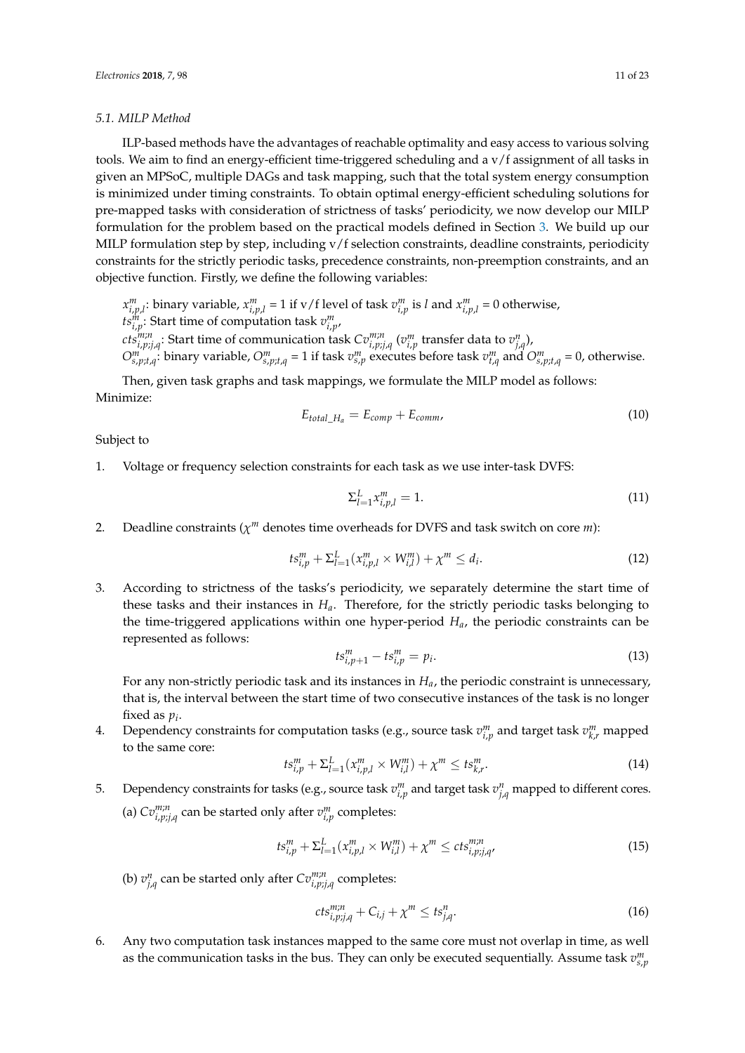### 5.1. MILP Method

ILP-based methods have the advantages of reachable optimality and easy access to various solving tools. We aim to find an energy-efficient time-triggered scheduling and a v/f assignment of all tasks in given an MPSoC, multiple DAGs and task mapping, such that the total system energy consumption is minimized under timing constraints. To obtain optimal energy-efficient scheduling solutions for pre-mapped tasks with consideration of strictness of tasks' periodicity, we now develop our MILP formulation for the problem based on the practical models defined in Section 3. We build up our MILP formulation step by step, including v/f selection constraints, deadline constraints, periodicity constraints for the strictly periodic tasks, precedence constraints, non-preemption constraints, and an objective function. Firstly, we define the following variables:

$x^m_{i,p,l}$: binary variable, $x^m_{i,p,l} = 1$ if v/f level of task $v^m_{i,p}$ is $l$ and $x^m_{i,p,l} = 0$ otherwise,
$ts^m_{i,p}$: Start time of computation task $v^m_{i,p}$,
$cts^{m;n}_{i,p;j,q}$: Start time of communication task $Cv^{m;n}_{i,p;j,q}$ ($v^m_{i,p}$ transfer data to $v^n_{j,q}$),
$O^m_{s,p;t,q}$: binary variable, $O^m_{s,p;t,q} = 1$ if task $v^m_{s,p}$ executes before task $v^m_{t,q}$ and $O^m_{s,p;t,q} = 0$, otherwise.

Then, given task graphs and task mappings, we formulate the MILP model as follows:
Minimize:

$$E_{total\_H_a} = E_{comp} + E_{comm}, \tag{10}$$

Subject to

1. Voltage or frequency selection constraints for each task as we use inter-task DVFS:

$$\Sigma^L_{l=1} x^m_{i,p,l} = 1. \tag{11}$$

2. Deadline constraints ($\chi^m$ denotes time overheads for DVFS and task switch on core $m$):

$$ts^m_{i,p} + \Sigma^L_{l=1}(x^m_{i,p,l} \times W^m_{i,l}) + \chi^m \le d_i. \tag{12}$$

3. According to strictness of the tasks's periodicity, we separately determine the start time of these tasks and their instances in $H_a$. Therefore, for the strictly periodic tasks belonging to the time-triggered applications within one hyper-period $H_a$, the periodic constraints can be represented as follows:

$$ts^m_{i,p+1} - ts^m_{i,p} = p_i. \tag{13}$$

   For any non-strictly periodic task and its instances in $H_a$, the periodic constraint is unnecessary, that is, the interval between the start time of two consecutive instances of the task is no longer fixed as $p_i$.

4. Dependency constraints for computation tasks (e.g., source task $v^m_{i,p}$ and target task $v^m_{k,r}$ mapped to the same core:

$$ts^m_{i,p} + \Sigma^L_{l=1}(x^m_{i,p,l} \times W^m_{i,l}) + \chi^m \le ts^m_{k,r}. \tag{14}$$

5. Dependency constraints for tasks (e.g., source task $v^m_{i,p}$ and target task $v^n_{j,q}$ mapped to different cores.

   (a) $Cv^{m;n}_{i,p;j,q}$ can be started only after $v^m_{i,p}$ completes:

$$ts^m_{i,p} + \Sigma^L_{l=1}(x^m_{i,p,l} \times W^m_{i,l}) + \chi^m \le cts^{m;n}_{i,p;j,q}, \tag{15}$$

   (b) $v^n_{j,q}$ can be started only after $Cv^{m;n}_{i,p;j,q}$ completes:

$$cts^{m;n}_{i,p;j,q} + C_{i,j} + \chi^m \le ts^n_{j,q}. \tag{16}$$

6. Any two computation task instances mapped to the same core must not overlap in time, as well as the communication tasks in the bus. They can only be executed sequentially. Assume task $v^m_{s,p}$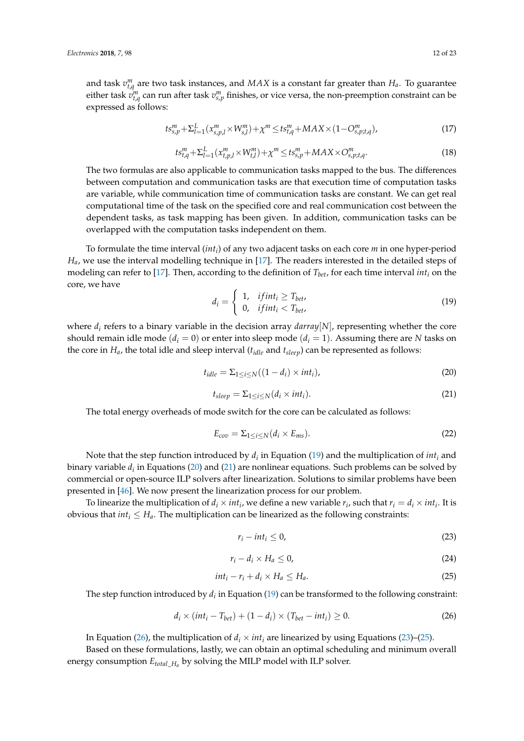and task $v^m_{t,q}$ are two task instances, and $MAX$ is a constant far greater than $H_a$. To guarantee either task $v^m_{t,q}$ can run after task $v^m_{s,p}$ finishes, or vice versa, the non-preemption constraint can be expressed as follows:

$$ts^m_{s,p} + \Sigma^L_{l=1}(x^m_{s,p,l} \times W^m_{s,l}) + \chi^m \leq ts^m_{t,q} + MAX \times (1 - O^m_{s,p;t,q}), \tag{17}$$

$$ts^m_{t,q} + \Sigma^L_{l=1}(x^m_{t,p,l} \times W^m_{t,l}) + \chi^m \leq ts^m_{s,p} + MAX \times O^m_{s,p;t,q}. \tag{18}$$

The two formulas are also applicable to communication tasks mapped to the bus. The differences between computation and communication tasks are that execution time of computation tasks are variable, while communication time of communication tasks are constant. We can get real computational time of the task on the specified core and real communication cost between the dependent tasks, as task mapping has been given. In addition, communication tasks can be overlapped with the computation tasks independent on them.

To formulate the time interval ($int_i$) of any two adjacent tasks on each core $m$ in one hyper-period $H_a$, we use the interval modelling technique in [17]. The readers interested in the detailed steps of modeling can refer to [17]. Then, according to the definition of $T_{bet}$, for each time interval $int_i$ on the core, we have

$$d_i = \begin{cases} 1, & if int_i \geq T_{bet}, \\ 0, & if int_i < T_{bet}, \end{cases} \tag{19}$$

where $d_i$ refers to a binary variable in the decision array $darray[N]$, representing whether the core should remain idle mode ($d_i = 0$) or enter into sleep mode ($d_i = 1$). Assuming there are $N$ tasks on the core in $H_a$, the total idle and sleep interval ($t_{idle}$ and $t_{sleep}$) can be represented as follows:

$$t_{idle} = \Sigma_{1 \leq i \leq N}((1 - d_i) \times int_i), \tag{20}$$

$$t_{sleep} = \Sigma_{1 \leq i \leq N}(d_i \times int_i). \tag{21}$$

The total energy overheads of mode switch for the core can be calculated as follows:

$$E_{cov} = \Sigma_{1 \leq i \leq N}(d_i \times E_{ms}). \tag{22}$$

Note that the step function introduced by $d_i$ in Equation (19) and the multiplication of $int_i$ and binary variable $d_i$ in Equations (20) and (21) are nonlinear equations. Such problems can be solved by commercial or open-source ILP solvers after linearization. Solutions to similar problems have been presented in [46]. We now present the linearization process for our problem.

To linearize the multiplication of $d_i \times int_i$, we define a new variable $r_i$, such that $r_i = d_i \times int_i$. It is obvious that $int_i \leq H_a$. The multiplication can be linearized as the following constraints:

$$r_i - int_i \leq 0, \tag{23}$$

$$r_i - d_i \times H_a \leq 0, \tag{24}$$

$$int_i - r_i + d_i \times H_a \leq H_a. \tag{25}$$

The step function introduced by $d_i$ in Equation (19) can be transformed to the following constraint:

$$d_i \times (int_i - T_{bet}) + (1 - d_i) \times (T_{bet} - int_i) \geq 0. \tag{26}$$

In Equation (26), the multiplication of $d_i \times int_i$ are linearized by using Equations (23)–(25).

Based on these formulations, lastly, we can obtain an optimal scheduling and minimum overall energy consumption $E_{total\_H_a}$ by solving the MILP model with ILP solver.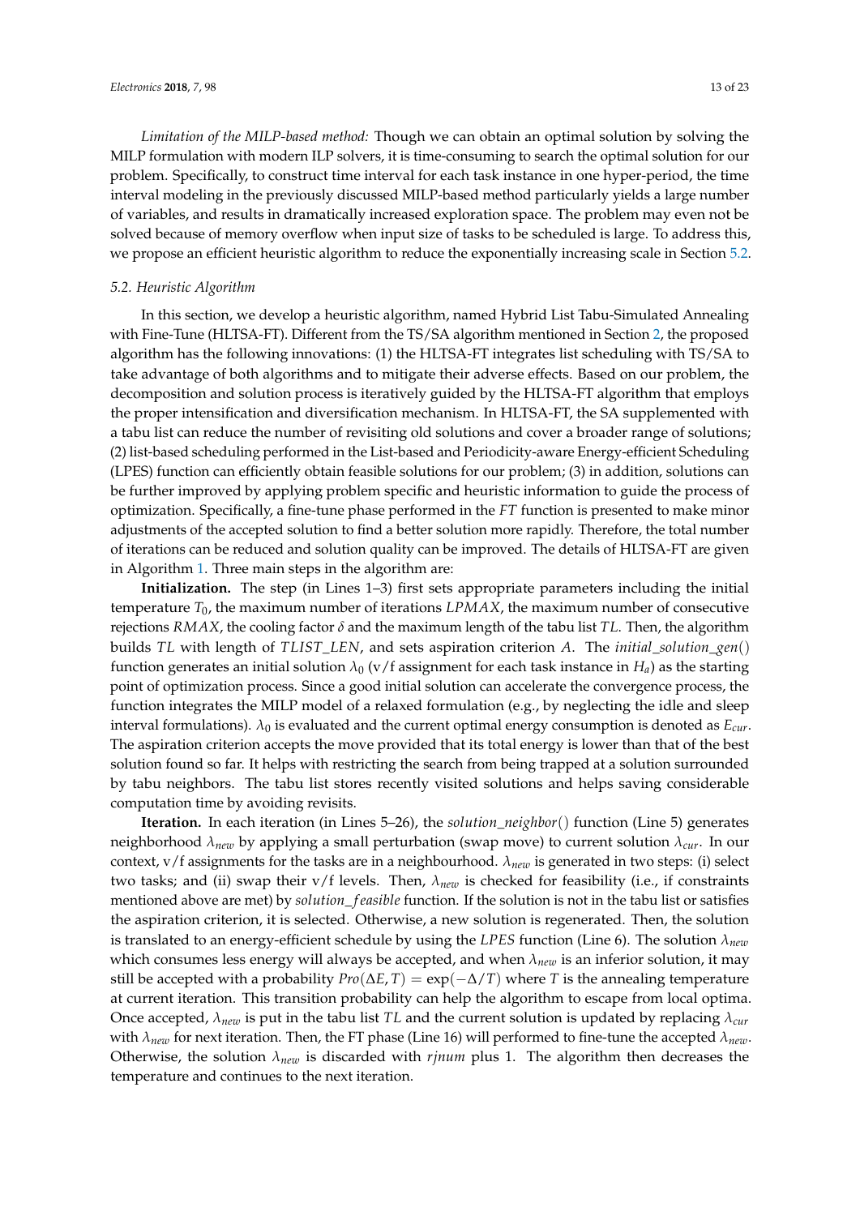*Limitation of the MILP-based method:* Though we can obtain an optimal solution by solving the MILP formulation with modern ILP solvers, it is time-consuming to search the optimal solution for our problem. Specifically, to construct time interval for each task instance in one hyper-period, the time interval modeling in the previously discussed MILP-based method particularly yields a large number of variables, and results in dramatically increased exploration space. The problem may even not be solved because of memory overflow when input size of tasks to be scheduled is large. To address this, we propose an efficient heuristic algorithm to reduce the exponentially increasing scale in Section 5.2.

### *5.2. Heuristic Algorithm*

In this section, we develop a heuristic algorithm, named Hybrid List Tabu-Simulated Annealing with Fine-Tune (HLTSA-FT). Different from the TS/SA algorithm mentioned in Section 2, the proposed algorithm has the following innovations: (1) the HLTSA-FT integrates list scheduling with TS/SA to take advantage of both algorithms and to mitigate their adverse effects. Based on our problem, the decomposition and solution process is iteratively guided by the HLTSA-FT algorithm that employs the proper intensification and diversification mechanism. In HLTSA-FT, the SA supplemented with a tabu list can reduce the number of revisiting old solutions and cover a broader range of solutions; (2) list-based scheduling performed in the List-based and Periodicity-aware Energy-efficient Scheduling (LPES) function can efficiently obtain feasible solutions for our problem; (3) in addition, solutions can be further improved by applying problem specific and heuristic information to guide the process of optimization. Specifically, a fine-tune phase performed in the *FT* function is presented to make minor adjustments of the accepted solution to find a better solution more rapidly. Therefore, the total number of iterations can be reduced and solution quality can be improved. The details of HLTSA-FT are given in Algorithm 1. Three main steps in the algorithm are:

**Initialization.** The step (in Lines 1–3) first sets appropriate parameters including the initial temperature $T_0$, the maximum number of iterations $LPMAX$, the maximum number of consecutive rejections $RMAX$, the cooling factor $\delta$ and the maximum length of the tabu list $TL$. Then, the algorithm builds $TL$ with length of $TLIST\_LEN$, and sets aspiration criterion $A$. The $initial\_solution\_gen()$ function generates an initial solution $\lambda_0$ (v/f assignment for each task instance in $H_a$) as the starting point of optimization process. Since a good initial solution can accelerate the convergence process, the function integrates the MILP model of a relaxed formulation (e.g., by neglecting the idle and sleep interval formulations). $\lambda_0$ is evaluated and the current optimal energy consumption is denoted as $E_{cur}$. The aspiration criterion accepts the move provided that its total energy is lower than that of the best solution found so far. It helps with restricting the search from being trapped at a solution surrounded by tabu neighbors. The tabu list stores recently visited solutions and helps saving considerable computation time by avoiding revisits.

**Iteration.** In each iteration (in Lines 5–26), the $solution\_neighbor()$ function (Line 5) generates neighborhood $\lambda_{new}$ by applying a small perturbation (swap move) to current solution $\lambda_{cur}$. In our context, v/f assignments for the tasks are in a neighbourhood. $\lambda_{new}$ is generated in two steps: (i) select two tasks; and (ii) swap their v/f levels. Then, $\lambda_{new}$ is checked for feasibility (i.e., if constraints mentioned above are met) by $solution\_feasible$ function. If the solution is not in the tabu list or satisfies the aspiration criterion, it is selected. Otherwise, a new solution is regenerated. Then, the solution is translated to an energy-efficient schedule by using the $LPES$ function (Line 6). The solution $\lambda_{new}$ which consumes less energy will always be accepted, and when $\lambda_{new}$ is an inferior solution, it may still be accepted with a probability $Pro(\Delta E, T) = \exp(-\Delta/T)$ where $T$ is the annealing temperature at current iteration. This transition probability can help the algorithm to escape from local optima. Once accepted, $\lambda_{new}$ is put in the tabu list $TL$ and the current solution is updated by replacing $\lambda_{cur}$ with $\lambda_{new}$ for next iteration. Then, the FT phase (Line 16) will performed to fine-tune the accepted $\lambda_{new}$. Otherwise, the solution $\lambda_{new}$ is discarded with $rjnum$ plus 1. The algorithm then decreases the temperature and continues to the next iteration.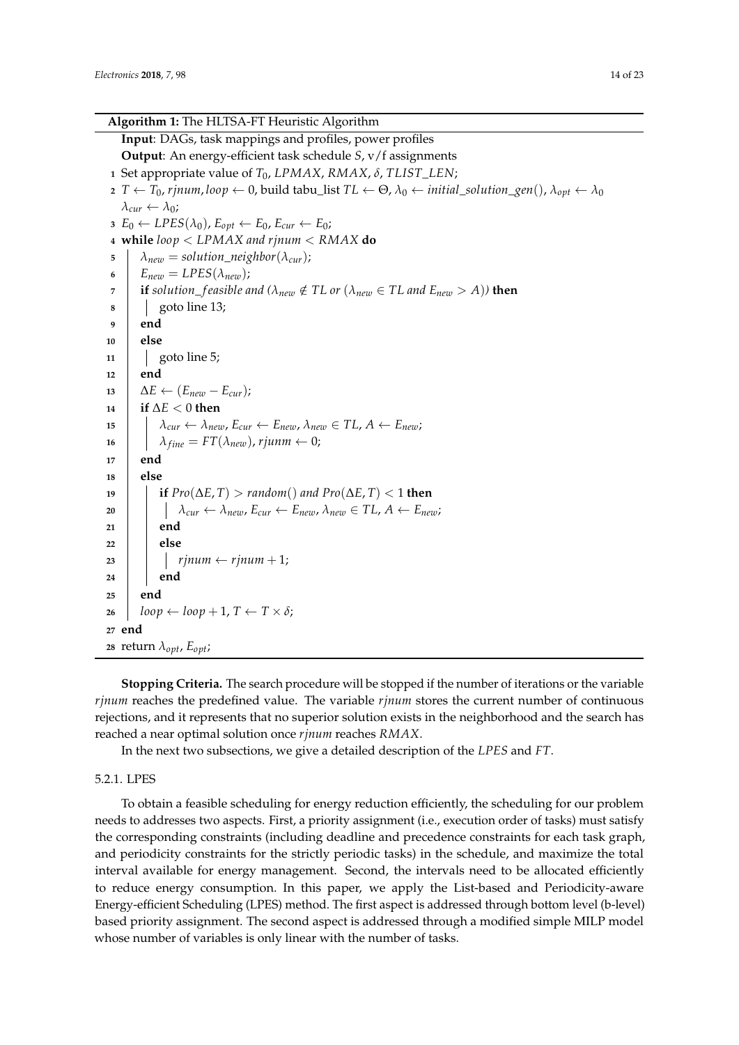**Algorithm 1:** The HLTSA-FT Heuristic Algorithm

```
Input: DAGs, task mappings and profiles, power profiles
Output: An energy-efficient task schedule S, v/f assignments
1  Set appropriate value of T_0, LPMAX, RMAX, δ, TLIST_LEN;
2  T ← T_0, rjnum, loop ← 0, build tabu_list TL ← Θ, λ_0 ← initial_solution_gen(), λ_opt ← λ_0
   λ_cur ← λ_0;
3  E_0 ← LPES(λ_0), E_opt ← E_0, E_cur ← E_0;
4  while loop < LPMAX and rjnum < RMAX do
5      λ_new = solution_neighbor(λ_cur);
6      E_new = LPES(λ_new);
7      if solution_feasible and (λ_new ∉ TL or (λ_new ∈ TL and E_new > A)) then
8          goto line 13;
9      end
10     else
11         goto line 5;
12     end
13     ΔE ← (E_new − E_cur);
14     if ΔE < 0 then
15         λ_cur ← λ_new, E_cur ← E_new, λ_new ∈ TL, A ← E_new;
16         λ_fine = FT(λ_new), rjunm ← 0;
17     end
18     else
19         if Pro(ΔE, T) > random() and Pro(ΔE, T) < 1 then
20             λ_cur ← λ_new, E_cur ← E_new, λ_new ∈ TL, A ← E_new;
21         end
22         else
23             rjnum ← rjnum + 1;
24         end
25     end
26     loop ← loop + 1, T ← T × δ;
27 end
28 return λ_opt, E_opt;
```

**Stopping Criteria.** The search procedure will be stopped if the number of iterations or the variable *rjnum* reaches the predefined value. The variable *rjnum* stores the current number of continuous rejections, and it represents that no superior solution exists in the neighborhood and the search has reached a near optimal solution once *rjnum* reaches *RMAX*.

In the next two subsections, we give a detailed description of the *LPES* and *FT*.

#### 5.2.1. LPES

To obtain a feasible scheduling for energy reduction efficiently, the scheduling for our problem needs to addresses two aspects. First, a priority assignment (i.e., execution order of tasks) must satisfy the corresponding constraints (including deadline and precedence constraints for each task graph, and periodicity constraints for the strictly periodic tasks) in the schedule, and maximize the total interval available for energy management. Second, the intervals need to be allocated efficiently to reduce energy consumption. In this paper, we apply the List-based and Periodicity-aware Energy-efficient Scheduling (LPES) method. The first aspect is addressed through bottom level (b-level) based priority assignment. The second aspect is addressed through a modified simple MILP model whose number of variables is only linear with the number of tasks.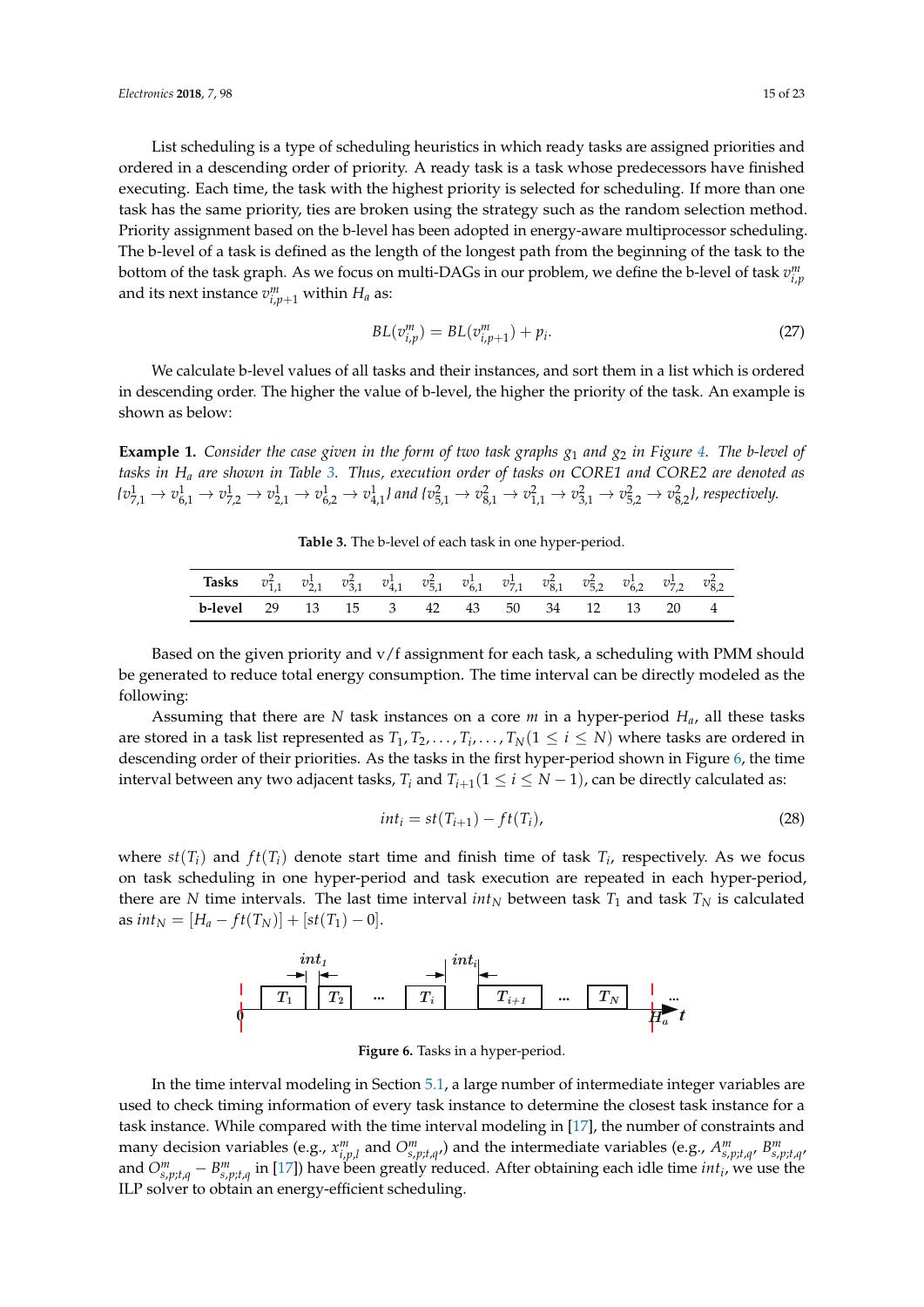List scheduling is a type of scheduling heuristics in which ready tasks are assigned priorities and ordered in a descending order of priority. A ready task is a task whose predecessors have finished executing. Each time, the task with the highest priority is selected for scheduling. If more than one task has the same priority, ties are broken using the strategy such as the random selection method. Priority assignment based on the b-level has been adopted in energy-aware multiprocessor scheduling. The b-level of a task is defined as the length of the longest path from the beginning of the task to the bottom of the task graph. As we focus on multi-DAGs in our problem, we define the b-level of task $v^m_{i,p}$ and its next instance $v^m_{i,p+1}$ within $H_a$ as:

$$BL(v^m_{i,p}) = BL(v^m_{i,p+1}) + p_i. \tag{27}$$

We calculate b-level values of all tasks and their instances, and sort them in a list which is ordered in descending order. The higher the value of b-level, the higher the priority of the task. An example is shown as below:

**Example 1.** *Consider the case given in the form of two task graphs $g_1$ and $g_2$ in Figure 4. The b-level of tasks in $H_a$ are shown in Table 3. Thus, execution order of tasks on CORE1 and CORE2 are denoted as* $\{v^1_{7,1} \rightarrow v^1_{6,1} \rightarrow v^1_{7,2} \rightarrow v^1_{2,1} \rightarrow v^1_{6,2} \rightarrow v^1_{4,1}\}$ *and* $\{v^2_{5,1} \rightarrow v^2_{8,1} \rightarrow v^2_{1,1} \rightarrow v^2_{3,1} \rightarrow v^2_{5,2} \rightarrow v^2_{8,2}\}$*, respectively.*

**Table 3.** The b-level of each task in one hyper-period.

| **Tasks** | $v^2_{1,1}$ | $v^1_{2,1}$ | $v^2_{3,1}$ | $v^1_{4,1}$ | $v^2_{5,1}$ | $v^1_{6,1}$ | $v^1_{7,1}$ | $v^2_{8,1}$ | $v^2_{5,2}$ | $v^1_{6,2}$ | $v^1_{7,2}$ | $v^2_{8,2}$ |
|---|---|---|---|---|---|---|---|---|---|---|---|---|
| **b-level** | 29 | 13 | 15 | 3 | 42 | 43 | 50 | 34 | 12 | 13 | 20 | 4 |

Based on the given priority and v/f assignment for each task, a scheduling with PMM should be generated to reduce total energy consumption. The time interval can be directly modeled as the following:

Assuming that there are $N$ task instances on a core $m$ in a hyper-period $H_a$, all these tasks are stored in a task list represented as $T_1, T_2, \ldots, T_i, \ldots, T_N (1 \leq i \leq N)$ where tasks are ordered in descending order of their priorities. As the tasks in the first hyper-period shown in Figure 6, the time interval between any two adjacent tasks, $T_i$ and $T_{i+1} (1 \leq i \leq N-1)$, can be directly calculated as:

$$int_i = st(T_{i+1}) - ft(T_i), \tag{28}$$

where $st(T_i)$ and $ft(T_i)$ denote start time and finish time of task $T_i$, respectively. As we focus on task scheduling in one hyper-period and task execution are repeated in each hyper-period, there are $N$ time intervals. The last time interval $int_N$ between task $T_1$ and task $T_N$ is calculated as $int_N = [H_a - ft(T_N)] + [st(T_1) - 0]$.

**Figure 6.** Tasks in a hyper-period.

In the time interval modeling in Section 5.1, a large number of intermediate integer variables are used to check timing information of every task instance to determine the closest task instance for a task instance. While compared with the time interval modeling in [17], the number of constraints and many decision variables (e.g., $x^m_{i,p,l}$ and $O^m_{s,p;t,q}$,) and the intermediate variables (e.g., $A^m_{s,p;t,q}$, $B^m_{s,p;t,q}$, and $O^m_{s,p;t,q} - B^m_{s,p;t,q}$ in [17]) have been greatly reduced. After obtaining each idle time $int_i$, we use the ILP solver to obtain an energy-efficient scheduling.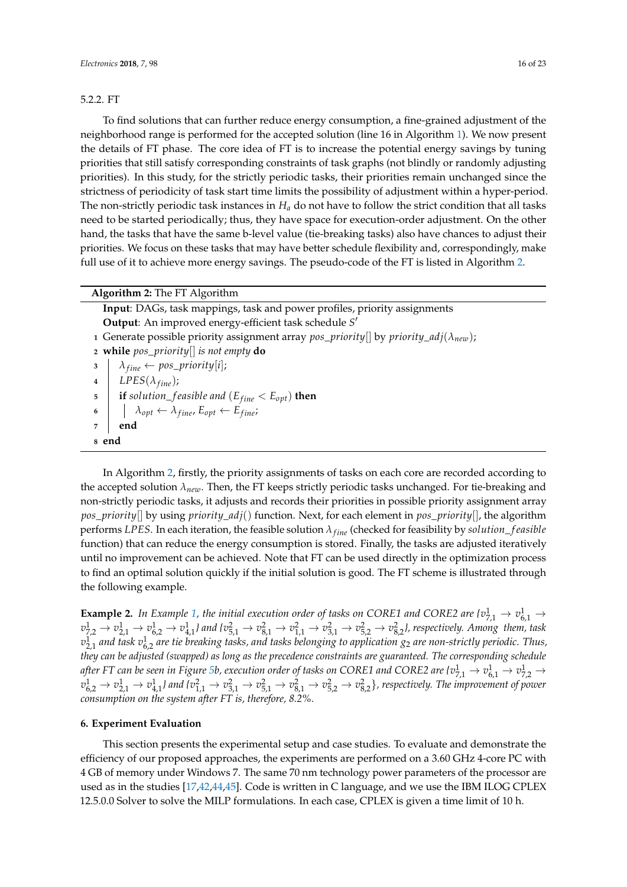#### 5.2.2. FT

To find solutions that can further reduce energy consumption, a fine-grained adjustment of the neighborhood range is performed for the accepted solution (line 16 in Algorithm 1). We now present the details of FT phase. The core idea of FT is to increase the potential energy savings by tuning priorities that still satisfy corresponding constraints of task graphs (not blindly or randomly adjusting priorities). In this study, for the strictly periodic tasks, their priorities remain unchanged since the strictness of periodicity of task start time limits the possibility of adjustment within a hyper-period. The non-strictly periodic task instances in $H_a$ do not have to follow the strict condition that all tasks need to be started periodically; thus, they have space for execution-order adjustment. On the other hand, the tasks that have the same b-level value (tie-breaking tasks) also have chances to adjust their priorities. We focus on these tasks that may have better schedule flexibility and, correspondingly, make full use of it to achieve more energy savings. The pseudo-code of the FT is listed in Algorithm 2.

**Algorithm 2:** The FT Algorithm

```
Input: DAGs, task mappings, task and power profiles, priority assignments
Output: An improved energy-efficient task schedule S'
1 Generate possible priority assignment array pos_priority[] by priority_adj(λ_new);
2 while pos_priority[] is not empty do
3     λ_fine ← pos_priority[i];
4     LPES(λ_fine);
5     if solution_feasible and (E_fine < E_opt) then
6         λ_opt ← λ_fine, E_opt ← E_fine;
7     end
8 end
```

In Algorithm 2, firstly, the priority assignments of tasks on each core are recorded according to the accepted solution $\lambda_{new}$. Then, the FT keeps strictly periodic tasks unchanged. For tie-breaking and non-strictly periodic tasks, it adjusts and records their priorities in possible priority assignment array *pos_priority*[] by using *priority_adj*() function. Next, for each element in *pos_priority*[], the algorithm performs *LPES*. In each iteration, the feasible solution $\lambda_{fine}$ (checked for feasibility by *solution_feasible* function) that can reduce the energy consumption is stored. Finally, the tasks are adjusted iteratively until no improvement can be achieved. Note that FT can be used directly in the optimization process to find an optimal solution quickly if the initial solution is good. The FT scheme is illustrated through the following example.

**Example 2.** *In Example 1, the initial execution order of tasks on CORE1 and CORE2 are {*$v^1_{7,1} \rightarrow v^1_{6,1} \rightarrow v^1_{7,2} \rightarrow v^1_{2,1} \rightarrow v^1_{6,2} \rightarrow v^1_{4,1}$*} and {*$v^2_{5,1} \rightarrow v^2_{8,1} \rightarrow v^2_{1,1} \rightarrow v^2_{3,1} \rightarrow v^2_{5,2} \rightarrow v^2_{8,2}$*}, respectively. Among them, task* $v^1_{2,1}$ *and task* $v^1_{6,2}$ *are tie breaking tasks, and tasks belonging to application* $g_2$ *are non-strictly periodic. Thus, they can be adjusted (swapped) as long as the precedence constraints are guaranteed. The corresponding schedule after FT can be seen in Figure 5b, execution order of tasks on CORE1 and CORE2 are {*$v^1_{7,1} \rightarrow v^1_{6,1} \rightarrow v^1_{7,2} \rightarrow v^1_{6,2} \rightarrow v^1_{2,1} \rightarrow v^1_{4,1}$*} and {*$v^2_{1,1} \rightarrow v^2_{3,1} \rightarrow v^2_{5,1} \rightarrow v^2_{8,1} \rightarrow v^2_{5,2} \rightarrow v^2_{8,2}$*}, respectively. The improvement of power consumption on the system after FT is, therefore, 8.2%.*

## 6. Experiment Evaluation

This section presents the experimental setup and case studies. To evaluate and demonstrate the efficiency of our proposed approaches, the experiments are performed on a 3.60 GHz 4-core PC with 4 GB of memory under Windows 7. The same 70 nm technology power parameters of the processor are used as in the studies [17,42,44,45]. Code is written in C language, and we use the IBM ILOG CPLEX 12.5.0.0 Solver to solve the MILP formulations. In each case, CPLEX is given a time limit of 10 h.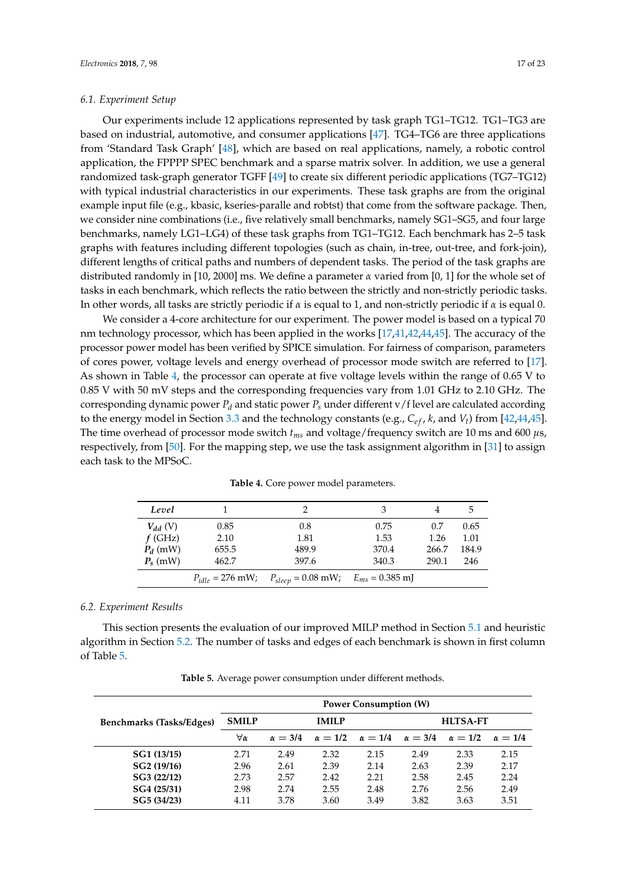### 6.1. Experiment Setup

Our experiments include 12 applications represented by task graph TG1–TG12. TG1–TG3 are based on industrial, automotive, and consumer applications [47]. TG4–TG6 are three applications from 'Standard Task Graph' [48], which are based on real applications, namely, a robotic control application, the FPPPP SPEC benchmark and a sparse matrix solver. In addition, we use a general randomized task-graph generator TGFF [49] to create six different periodic applications (TG7–TG12) with typical industrial characteristics in our experiments. These task graphs are from the original example input file (e.g., kbasic, kseries-paralle and robtst) that come from the software package. Then, we consider nine combinations (i.e., five relatively small benchmarks, namely SG1–SG5, and four large benchmarks, namely LG1–LG4) of these task graphs from TG1–TG12. Each benchmark has 2–5 task graphs with features including different topologies (such as chain, in-tree, out-tree, and fork-join), different lengths of critical paths and numbers of dependent tasks. The period of the task graphs are distributed randomly in [10, 2000] ms. We define a parameter $\alpha$ varied from [0, 1] for the whole set of tasks in each benchmark, which reflects the ratio between the strictly and non-strictly periodic tasks. In other words, all tasks are strictly periodic if $\alpha$ is equal to 1, and non-strictly periodic if $\alpha$ is equal 0.

We consider a 4-core architecture for our experiment. The power model is based on a typical 70 nm technology processor, which has been applied in the works [17,41,42,44,45]. The accuracy of the processor power model has been verified by SPICE simulation. For fairness of comparison, parameters of cores power, voltage levels and energy overhead of processor mode switch are referred to [17]. As shown in Table 4, the processor can operate at five voltage levels within the range of 0.65 V to 0.85 V with 50 mV steps and the corresponding frequencies vary from 1.01 GHz to 2.10 GHz. The corresponding dynamic power $P_d$ and static power $P_s$ under different v/f level are calculated according to the energy model in Section 3.3 and the technology constants (e.g., $C_{ef}$, $k$, and $V_t$) from [42,44,45]. The time overhead of processor mode switch $t_{ms}$ and voltage/frequency switch are 10 ms and 600 $\mu$s, respectively, from [50]. For the mapping step, we use the task assignment algorithm in [31] to assign each task to the MPSoC.

**Table 4.** Core power model parameters.

| *Level* | 1 | 2 | 3 | 4 | 5 |
|---|---|---|---|---|---|
| $V_{dd}$ (V) | 0.85 | 0.8 | 0.75 | 0.7 | 0.65 |
| $f$ (GHz) | 2.10 | 1.81 | 1.53 | 1.26 | 1.01 |
| $P_d$ (mW) | 655.5 | 489.9 | 370.4 | 266.7 | 184.9 |
| $P_s$ (mW) | 462.7 | 397.6 | 340.3 | 290.1 | 246 |
| | $P_{idle}$ = 276 mW; | $P_{sleep}$ = 0.08 mW; | $E_{ms}$ = 0.385 mJ | | |

### 6.2. Experiment Results

This section presents the evaluation of our improved MILP method in Section 5.1 and heuristic algorithm in Section 5.2. The number of tasks and edges of each benchmark is shown in first column of Table 5.

**Table 5.** Average power consumption under different methods.

| Benchmarks (Tasks/Edges) | Power Consumption (W) | | | | | | |
|---|---|---|---|---|---|---|---|
| | **SMILP** | **IMILP** | | | **HLTSA-FT** | | |
| | $\forall\alpha$ | $\alpha = 3/4$ | $\alpha = 1/2$ | $\alpha = 1/4$ | $\alpha = 3/4$ | $\alpha = 1/2$ | $\alpha = 1/4$ |
| **SG1 (13/15)** | 2.71 | 2.49 | 2.32 | 2.15 | 2.49 | 2.33 | 2.15 |
| **SG2 (19/16)** | 2.96 | 2.61 | 2.39 | 2.14 | 2.63 | 2.39 | 2.17 |
| **SG3 (22/12)** | 2.73 | 2.57 | 2.42 | 2.21 | 2.58 | 2.45 | 2.24 |
| **SG4 (25/31)** | 2.98 | 2.74 | 2.55 | 2.48 | 2.76 | 2.56 | 2.49 |
| **SG5 (34/23)** | 4.11 | 3.78 | 3.60 | 3.49 | 3.82 | 3.63 | 3.51 |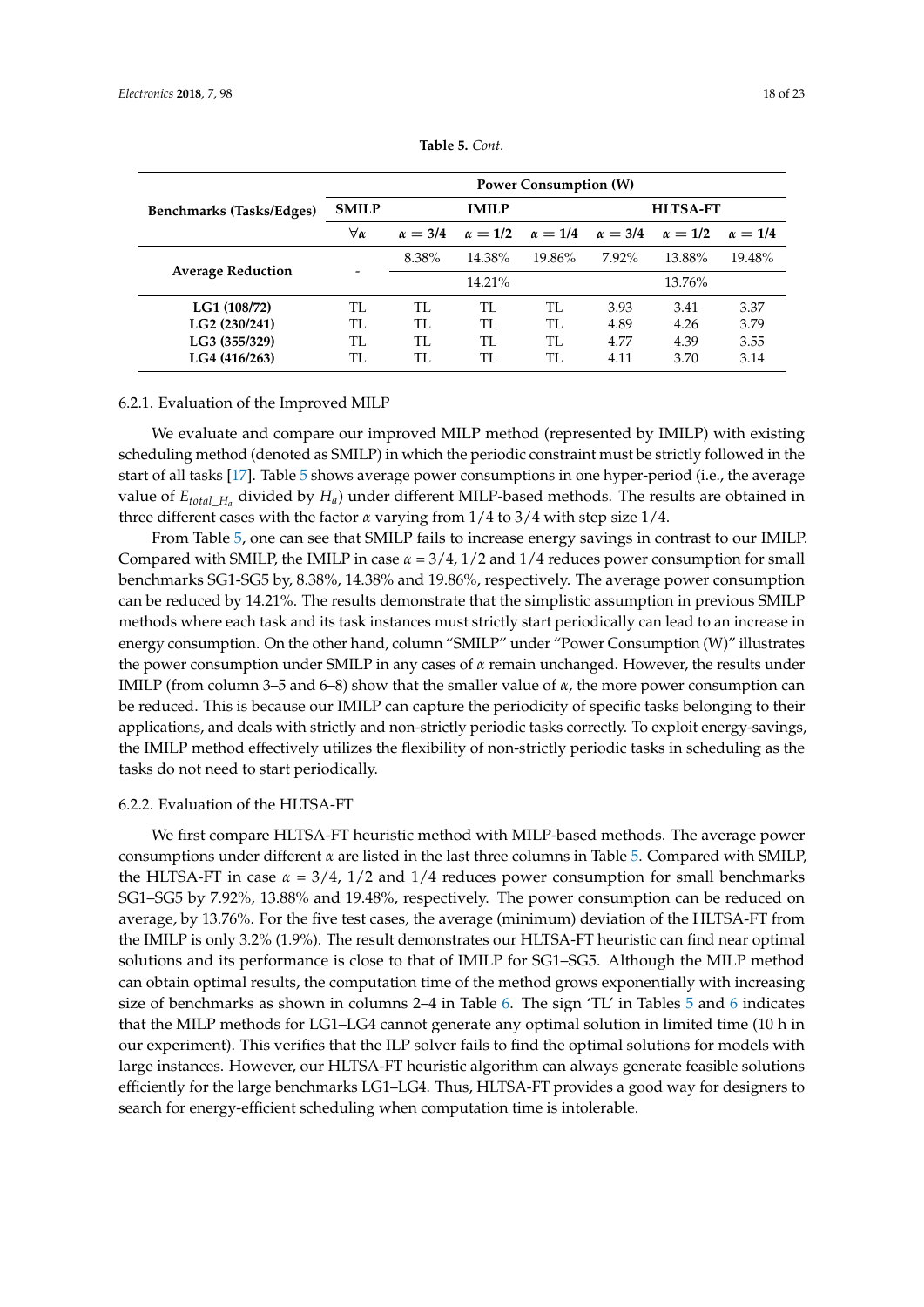**Table 5.** *Cont.*

| Benchmarks (Tasks/Edges) | Power Consumption (W) | | | | | | |
|---|---|---|---|---|---|---|---|
| | SMILP | IMILP | | | HLTSA-FT | | |
| | $\forall\alpha$ | $\alpha = 3/4$ | $\alpha = 1/2$ | $\alpha = 1/4$ | $\alpha = 3/4$ | $\alpha = 1/2$ | $\alpha = 1/4$ |
| Average Reduction | - | 8.38% | 14.38% | 19.86% | 7.92% | 13.88% | 19.48% |
| | | 14.21% | | | 13.76% | | |
| LG1 (108/72) | TL | TL | TL | TL | 3.93 | 3.41 | 3.37 |
| LG2 (230/241) | TL | TL | TL | TL | 4.89 | 4.26 | 3.79 |
| LG3 (355/329) | TL | TL | TL | TL | 4.77 | 4.39 | 3.55 |
| LG4 (416/263) | TL | TL | TL | TL | 4.11 | 3.70 | 3.14 |

#### 6.2.1. Evaluation of the Improved MILP

We evaluate and compare our improved MILP method (represented by IMILP) with existing scheduling method (denoted as SMILP) in which the periodic constraint must be strictly followed in the start of all tasks [17]. Table 5 shows average power consumptions in one hyper-period (i.e., the average value of $E_{total\_H_a}$ divided by $H_a$) under different MILP-based methods. The results are obtained in three different cases with the factor $\alpha$ varying from 1/4 to 3/4 with step size 1/4.

From Table 5, one can see that SMILP fails to increase energy savings in contrast to our IMILP. Compared with SMILP, the IMILP in case $\alpha$ = 3/4, 1/2 and 1/4 reduces power consumption for small benchmarks SG1-SG5 by, 8.38%, 14.38% and 19.86%, respectively. The average power consumption can be reduced by 14.21%. The results demonstrate that the simplistic assumption in previous SMILP methods where each task and its task instances must strictly start periodically can lead to an increase in energy consumption. On the other hand, column "SMILP" under "Power Consumption (W)" illustrates the power consumption under SMILP in any cases of $\alpha$ remain unchanged. However, the results under IMILP (from column 3–5 and 6–8) show that the smaller value of $\alpha$, the more power consumption can be reduced. This is because our IMILP can capture the periodicity of specific tasks belonging to their applications, and deals with strictly and non-strictly periodic tasks correctly. To exploit energy-savings, the IMILP method effectively utilizes the flexibility of non-strictly periodic tasks in scheduling as the tasks do not need to start periodically.

#### 6.2.2. Evaluation of the HLTSA-FT

We first compare HLTSA-FT heuristic method with MILP-based methods. The average power consumptions under different $\alpha$ are listed in the last three columns in Table 5. Compared with SMILP, the HLTSA-FT in case $\alpha$ = 3/4, 1/2 and 1/4 reduces power consumption for small benchmarks SG1–SG5 by 7.92%, 13.88% and 19.48%, respectively. The power consumption can be reduced on average, by 13.76%. For the five test cases, the average (minimum) deviation of the HLTSA-FT from the IMILP is only 3.2% (1.9%). The result demonstrates our HLTSA-FT heuristic can find near optimal solutions and its performance is close to that of IMILP for SG1–SG5. Although the MILP method can obtain optimal results, the computation time of the method grows exponentially with increasing size of benchmarks as shown in columns 2–4 in Table 6. The sign 'TL' in Tables 5 and 6 indicates that the MILP methods for LG1–LG4 cannot generate any optimal solution in limited time (10 h in our experiment). This verifies that the ILP solver fails to find the optimal solutions for models with large instances. However, our HLTSA-FT heuristic algorithm can always generate feasible solutions efficiently for the large benchmarks LG1–LG4. Thus, HLTSA-FT provides a good way for designers to search for energy-efficient scheduling when computation time is intolerable.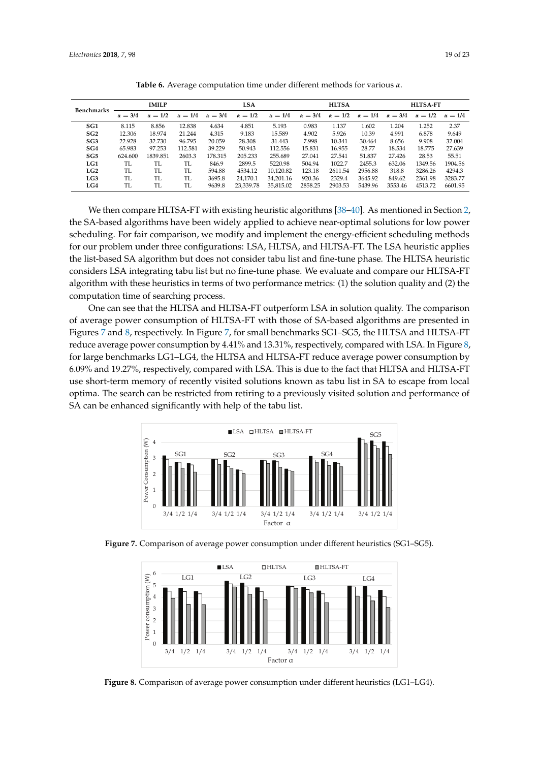**Table 6.** Average computation time under different methods for various $\alpha$.

| Benchmarks | IMILP | | | LSA | | | HLTSA | | | HLTSA-FT | | |
|---|---|---|---|---|---|---|---|---|---|---|---|---|
| | $\alpha = 3/4$ | $\alpha = 1/2$ | $\alpha = 1/4$ | $\alpha = 3/4$ | $\alpha = 1/2$ | $\alpha = 1/4$ | $\alpha = 3/4$ | $\alpha = 1/2$ | $\alpha = 1/4$ | $\alpha = 3/4$ | $\alpha = 1/2$ | $\alpha = 1/4$ |
| **SG1** | 8.115 | 8.856 | 12.838 | 4.634 | 4.851 | 5.193 | 0.983 | 1.137 | 1.602 | 1.204 | 1.252 | 2.37 |
| **SG2** | 12.306 | 18.974 | 21.244 | 4.315 | 9.183 | 15.589 | 4.902 | 5.926 | 10.39 | 4.991 | 6.878 | 9.649 |
| **SG3** | 22.928 | 32.730 | 96.795 | 20.059 | 28.308 | 31.443 | 7.998 | 10.341 | 30.464 | 8.656 | 9.908 | 32.004 |
| **SG4** | 65.983 | 97.253 | 112.581 | 39.229 | 50.943 | 112.556 | 15.831 | 16.955 | 28.77 | 18.534 | 18.775 | 27.639 |
| **SG5** | 624.600 | 1839.851 | 2603.3 | 178.315 | 205.233 | 255.689 | 27.041 | 27.541 | 51.837 | 27.426 | 28.53 | 55.51 |
| **LG1** | TL | TL | TL | 846.9 | 2899.5 | 5220.98 | 504.94 | 1022.7 | 2455.3 | 632.06 | 1349.56 | 1904.56 |
| **LG2** | TL | TL | TL | 594.88 | 4534.12 | 10,120.82 | 123.18 | 2611.54 | 2956.88 | 318.8 | 3286.26 | 4294.3 |
| **LG3** | TL | TL | TL | 3695.8 | 24,170.1 | 34,201.16 | 920.36 | 2329.4 | 3645.92 | 849.62 | 2361.98 | 3283.77 |
| **LG4** | TL | TL | TL | 9639.8 | 23,339.78 | 35,815.02 | 2858.25 | 2903.53 | 5439.96 | 3553.46 | 4513.72 | 6601.95 |

We then compare HLTSA-FT with existing heuristic algorithms [38–40]. As mentioned in Section 2, the SA-based algorithms have been widely applied to achieve near-optimal solutions for low power scheduling. For fair comparison, we modify and implement the energy-efficient scheduling methods for our problem under three configurations: LSA, HLTSA, and HLTSA-FT. The LSA heuristic applies the list-based SA algorithm but does not consider tabu list and fine-tune phase. The HLTSA heuristic considers LSA integrating tabu list but no fine-tune phase. We evaluate and compare our HLTSA-FT algorithm with these heuristics in terms of two performance metrics: (1) the solution quality and (2) the computation time of searching process.

One can see that the HLTSA and HLTSA-FT outperform LSA in solution quality. The comparison of average power consumption of HLTSA-FT with those of SA-based algorithms are presented in Figures 7 and 8, respectively. In Figure 7, for small benchmarks SG1–SG5, the HLTSA and HLTSA-FT reduce average power consumption by 4.41% and 13.31%, respectively, compared with LSA. In Figure 8, for large benchmarks LG1–LG4, the HLTSA and HLTSA-FT reduce average power consumption by 6.09% and 19.27%, respectively, compared with LSA. This is due to the fact that HLTSA and HLTSA-FT use short-term memory of recently visited solutions known as tabu list in SA to escape from local optima. The search can be restricted from retiring to a previously visited solution and performance of SA can be enhanced significantly with help of the tabu list.

**Figure 7.** Comparison of average power consumption under different heuristics (SG1–SG5).

**Figure 8.** Comparison of average power consumption under different heuristics (LG1–LG4).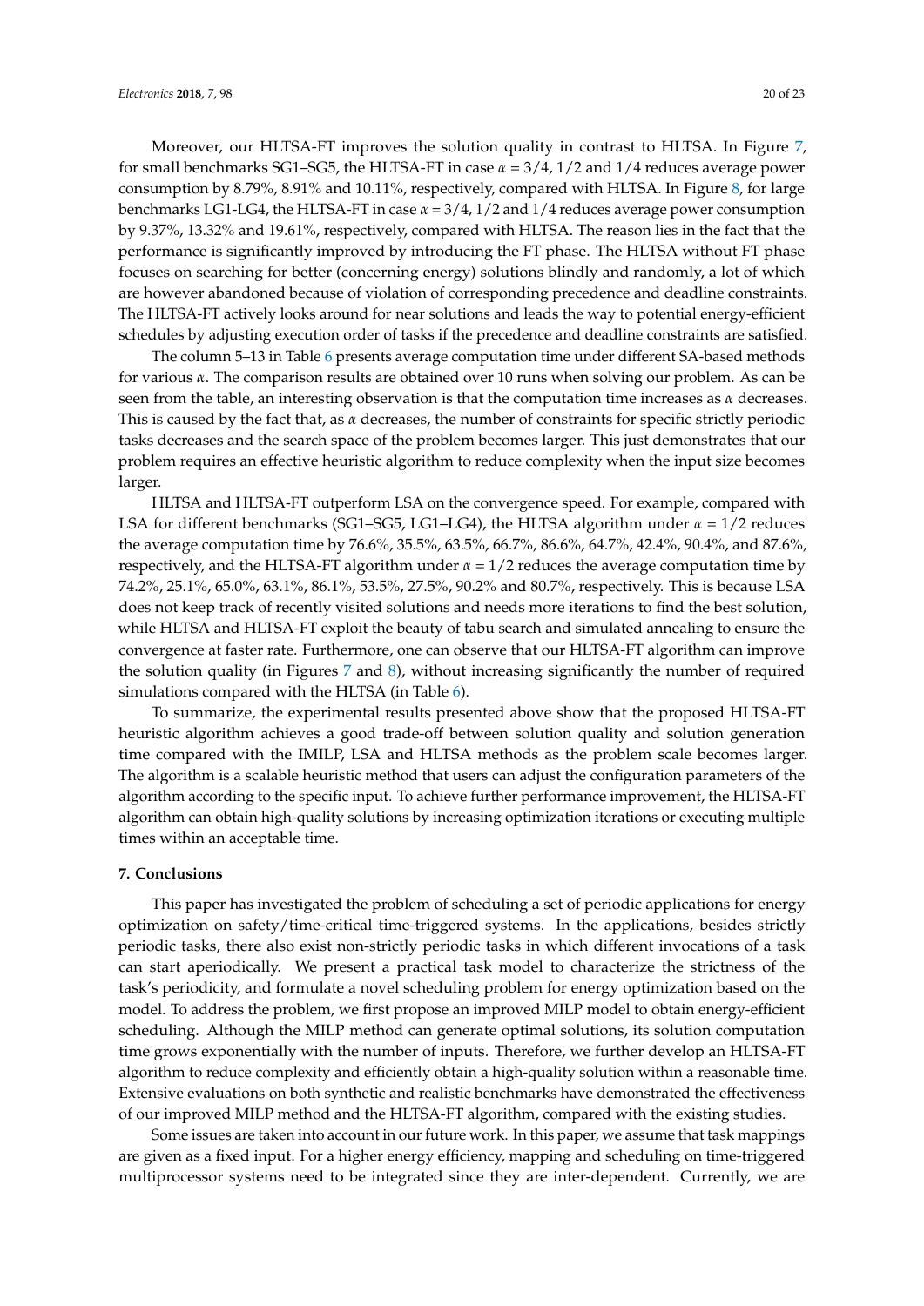Moreover, our HLTSA-FT improves the solution quality in contrast to HLTSA. In Figure 7, for small benchmarks SG1–SG5, the HLTSA-FT in case $\alpha = 3/4$, $1/2$ and $1/4$ reduces average power consumption by 8.79%, 8.91% and 10.11%, respectively, compared with HLTSA. In Figure 8, for large benchmarks LG1-LG4, the HLTSA-FT in case $\alpha = 3/4$, $1/2$ and $1/4$ reduces average power consumption by 9.37%, 13.32% and 19.61%, respectively, compared with HLTSA. The reason lies in the fact that the performance is significantly improved by introducing the FT phase. The HLTSA without FT phase focuses on searching for better (concerning energy) solutions blindly and randomly, a lot of which are however abandoned because of violation of corresponding precedence and deadline constraints. The HLTSA-FT actively looks around for near solutions and leads the way to potential energy-efficient schedules by adjusting execution order of tasks if the precedence and deadline constraints are satisfied.

The column 5–13 in Table 6 presents average computation time under different SA-based methods for various $\alpha$. The comparison results are obtained over 10 runs when solving our problem. As can be seen from the table, an interesting observation is that the computation time increases as $\alpha$ decreases. This is caused by the fact that, as $\alpha$ decreases, the number of constraints for specific strictly periodic tasks decreases and the search space of the problem becomes larger. This just demonstrates that our problem requires an effective heuristic algorithm to reduce complexity when the input size becomes larger.

HLTSA and HLTSA-FT outperform LSA on the convergence speed. For example, compared with LSA for different benchmarks (SG1–SG5, LG1–LG4), the HLTSA algorithm under $\alpha = 1/2$ reduces the average computation time by 76.6%, 35.5%, 63.5%, 66.7%, 86.6%, 64.7%, 42.4%, 90.4%, and 87.6%, respectively, and the HLTSA-FT algorithm under $\alpha = 1/2$ reduces the average computation time by 74.2%, 25.1%, 65.0%, 63.1%, 86.1%, 53.5%, 27.5%, 90.2% and 80.7%, respectively. This is because LSA does not keep track of recently visited solutions and needs more iterations to find the best solution, while HLTSA and HLTSA-FT exploit the beauty of tabu search and simulated annealing to ensure the convergence at faster rate. Furthermore, one can observe that our HLTSA-FT algorithm can improve the solution quality (in Figures 7 and 8), without increasing significantly the number of required simulations compared with the HLTSA (in Table 6).

To summarize, the experimental results presented above show that the proposed HLTSA-FT heuristic algorithm achieves a good trade-off between solution quality and solution generation time compared with the IMILP, LSA and HLTSA methods as the problem scale becomes larger. The algorithm is a scalable heuristic method that users can adjust the configuration parameters of the algorithm according to the specific input. To achieve further performance improvement, the HLTSA-FT algorithm can obtain high-quality solutions by increasing optimization iterations or executing multiple times within an acceptable time.

## 7. Conclusions

This paper has investigated the problem of scheduling a set of periodic applications for energy optimization on safety/time-critical time-triggered systems. In the applications, besides strictly periodic tasks, there also exist non-strictly periodic tasks in which different invocations of a task can start aperiodically. We present a practical task model to characterize the strictness of the task's periodicity, and formulate a novel scheduling problem for energy optimization based on the model. To address the problem, we first propose an improved MILP model to obtain energy-efficient scheduling. Although the MILP method can generate optimal solutions, its solution computation time grows exponentially with the number of inputs. Therefore, we further develop an HLTSA-FT algorithm to reduce complexity and efficiently obtain a high-quality solution within a reasonable time. Extensive evaluations on both synthetic and realistic benchmarks have demonstrated the effectiveness of our improved MILP method and the HLTSA-FT algorithm, compared with the existing studies.

Some issues are taken into account in our future work. In this paper, we assume that task mappings are given as a fixed input. For a higher energy efficiency, mapping and scheduling on time-triggered multiprocessor systems need to be integrated since they are inter-dependent. Currently, we are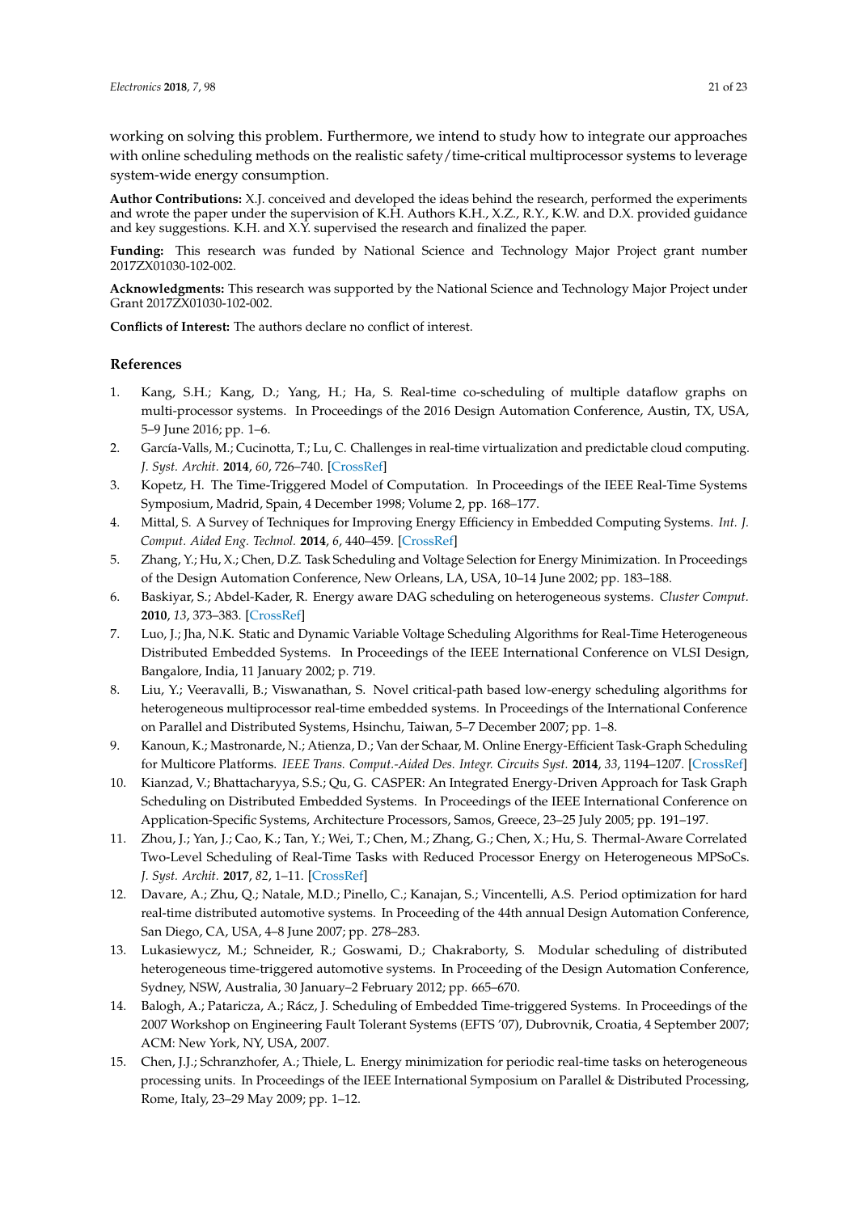working on solving this problem. Furthermore, we intend to study how to integrate our approaches with online scheduling methods on the realistic safety/time-critical multiprocessor systems to leverage system-wide energy consumption.

**Author Contributions:** X.J. conceived and developed the ideas behind the research, performed the experiments and wrote the paper under the supervision of K.H. Authors K.H., X.Z., R.Y., K.W. and D.X. provided guidance and key suggestions. K.H. and X.Y. supervised the research and finalized the paper.

**Funding:** This research was funded by National Science and Technology Major Project grant number 2017ZX01030-102-002.

**Acknowledgments:** This research was supported by the National Science and Technology Major Project under Grant 2017ZX01030-102-002.

**Conflicts of Interest:** The authors declare no conflict of interest.

## References

1. Kang, S.H.; Kang, D.; Yang, H.; Ha, S. Real-time co-scheduling of multiple dataflow graphs on multi-processor systems. In Proceedings of the 2016 Design Automation Conference, Austin, TX, USA, 5–9 June 2016; pp. 1–6.
2. García-Valls, M.; Cucinotta, T.; Lu, C. Challenges in real-time virtualization and predictable cloud computing. *J. Syst. Archit.* **2014**, *60*, 726–740. [CrossRef]
3. Kopetz, H. The Time-Triggered Model of Computation. In Proceedings of the IEEE Real-Time Systems Symposium, Madrid, Spain, 4 December 1998; Volume 2, pp. 168–177.
4. Mittal, S. A Survey of Techniques for Improving Energy Efficiency in Embedded Computing Systems. *Int. J. Comput. Aided Eng. Technol.* **2014**, *6*, 440–459. [CrossRef]
5. Zhang, Y.; Hu, X.; Chen, D.Z. Task Scheduling and Voltage Selection for Energy Minimization. In Proceedings of the Design Automation Conference, New Orleans, LA, USA, 10–14 June 2002; pp. 183–188.
6. Baskiyar, S.; Abdel-Kader, R. Energy aware DAG scheduling on heterogeneous systems. *Cluster Comput.* **2010**, *13*, 373–383. [CrossRef]
7. Luo, J.; Jha, N.K. Static and Dynamic Variable Voltage Scheduling Algorithms for Real-Time Heterogeneous Distributed Embedded Systems. In Proceedings of the IEEE International Conference on VLSI Design, Bangalore, India, 11 January 2002; p. 719.
8. Liu, Y.; Veeravalli, B.; Viswanathan, S. Novel critical-path based low-energy scheduling algorithms for heterogeneous multiprocessor real-time embedded systems. In Proceedings of the International Conference on Parallel and Distributed Systems, Hsinchu, Taiwan, 5–7 December 2007; pp. 1–8.
9. Kanoun, K.; Mastronarde, N.; Atienza, D.; Van der Schaar, M. Online Energy-Efficient Task-Graph Scheduling for Multicore Platforms. *IEEE Trans. Comput.-Aided Des. Integr. Circuits Syst.* **2014**, *33*, 1194–1207. [CrossRef]
10. Kianzad, V.; Bhattacharyya, S.S.; Qu, G. CASPER: An Integrated Energy-Driven Approach for Task Graph Scheduling on Distributed Embedded Systems. In Proceedings of the IEEE International Conference on Application-Specific Systems, Architecture Processors, Samos, Greece, 23–25 July 2005; pp. 191–197.
11. Zhou, J.; Yan, J.; Cao, K.; Tan, Y.; Wei, T.; Chen, M.; Zhang, G.; Chen, X.; Hu, S. Thermal-Aware Correlated Two-Level Scheduling of Real-Time Tasks with Reduced Processor Energy on Heterogeneous MPSoCs. *J. Syst. Archit.* **2017**, *82*, 1–11. [CrossRef]
12. Davare, A.; Zhu, Q.; Natale, M.D.; Pinello, C.; Kanajan, S.; Vincentelli, A.S. Period optimization for hard real-time distributed automotive systems. In Proceeding of the 44th annual Design Automation Conference, San Diego, CA, USA, 4–8 June 2007; pp. 278–283.
13. Lukasiewycz, M.; Schneider, R.; Goswami, D.; Chakraborty, S. Modular scheduling of distributed heterogeneous time-triggered automotive systems. In Proceeding of the Design Automation Conference, Sydney, NSW, Australia, 30 January–2 February 2012; pp. 665–670.
14. Balogh, A.; Pataricza, A.; Rácz, J. Scheduling of Embedded Time-triggered Systems. In Proceedings of the 2007 Workshop on Engineering Fault Tolerant Systems (EFTS '07), Dubrovnik, Croatia, 4 September 2007; ACM: New York, NY, USA, 2007.
15. Chen, J.J.; Schranzhofer, A.; Thiele, L. Energy minimization for periodic real-time tasks on heterogeneous processing units. In Proceedings of the IEEE International Symposium on Parallel & Distributed Processing, Rome, Italy, 23–29 May 2009; pp. 1–12.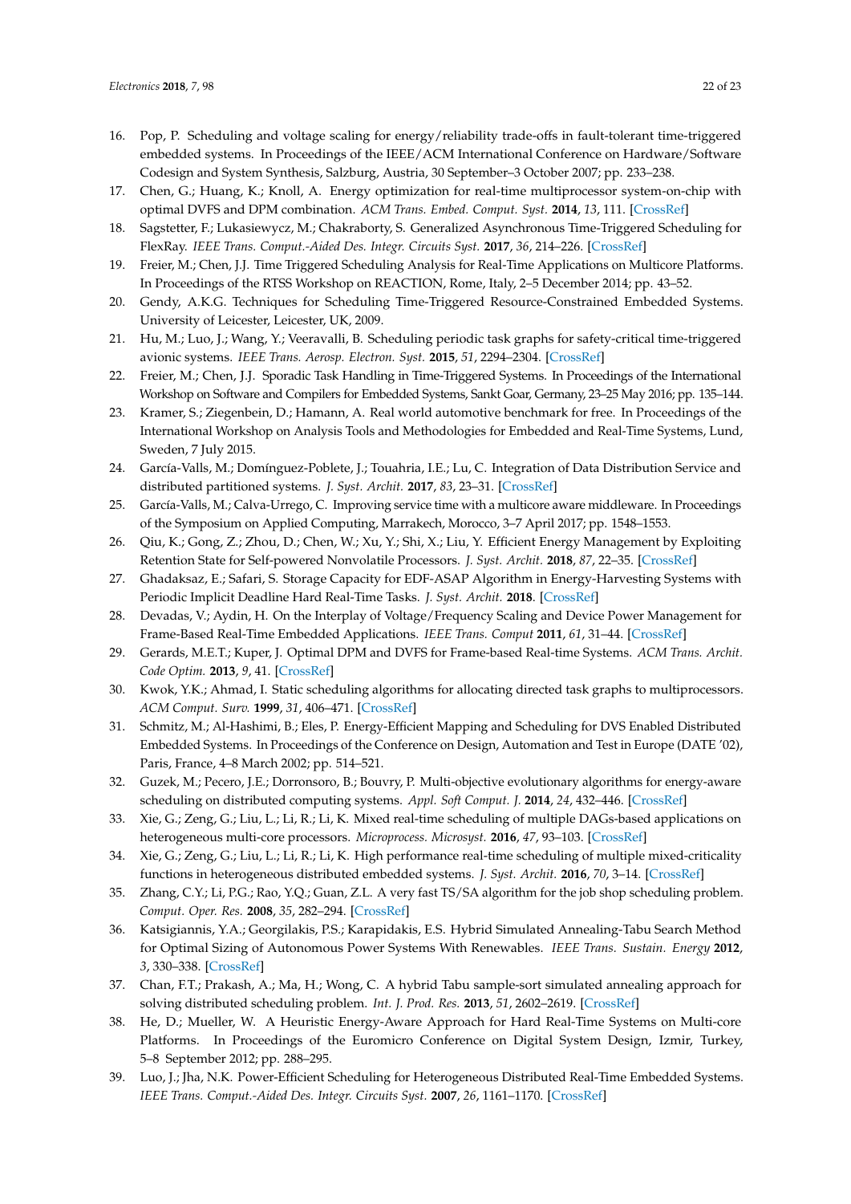16. Pop, P. Scheduling and voltage scaling for energy/reliability trade-offs in fault-tolerant time-triggered embedded systems. In Proceedings of the IEEE/ACM International Conference on Hardware/Software Codesign and System Synthesis, Salzburg, Austria, 30 September–3 October 2007; pp. 233–238.
17. Chen, G.; Huang, K.; Knoll, A. Energy optimization for real-time multiprocessor system-on-chip with optimal DVFS and DPM combination. *ACM Trans. Embed. Comput. Syst.* **2014**, *13*, 111. [CrossRef]
18. Sagstetter, F.; Lukasiewycz, M.; Chakraborty, S. Generalized Asynchronous Time-Triggered Scheduling for FlexRay. *IEEE Trans. Comput.-Aided Des. Integr. Circuits Syst.* **2017**, *36*, 214–226. [CrossRef]
19. Freier, M.; Chen, J.J. Time Triggered Scheduling Analysis for Real-Time Applications on Multicore Platforms. In Proceedings of the RTSS Workshop on REACTION, Rome, Italy, 2–5 December 2014; pp. 43–52.
20. Gendy, A.K.G. Techniques for Scheduling Time-Triggered Resource-Constrained Embedded Systems. University of Leicester, Leicester, UK, 2009.
21. Hu, M.; Luo, J.; Wang, Y.; Veeravalli, B. Scheduling periodic task graphs for safety-critical time-triggered avionic systems. *IEEE Trans. Aerosp. Electron. Syst.* **2015**, *51*, 2294–2304. [CrossRef]
22. Freier, M.; Chen, J.J. Sporadic Task Handling in Time-Triggered Systems. In Proceedings of the International Workshop on Software and Compilers for Embedded Systems, Sankt Goar, Germany, 23–25 May 2016; pp. 135–144.
23. Kramer, S.; Ziegenbein, D.; Hamann, A. Real world automotive benchmark for free. In Proceedings of the International Workshop on Analysis Tools and Methodologies for Embedded and Real-Time Systems, Lund, Sweden, 7 July 2015.
24. García-Valls, M.; Domínguez-Poblete, J.; Touahria, I.E.; Lu, C. Integration of Data Distribution Service and distributed partitioned systems. *J. Syst. Archit.* **2017**, *83*, 23–31. [CrossRef]
25. García-Valls, M.; Calva-Urrego, C. Improving service time with a multicore aware middleware. In Proceedings of the Symposium on Applied Computing, Marrakech, Morocco, 3–7 April 2017; pp. 1548–1553.
26. Qiu, K.; Gong, Z.; Zhou, D.; Chen, W.; Xu, Y.; Shi, X.; Liu, Y. Efficient Energy Management by Exploiting Retention State for Self-powered Nonvolatile Processors. *J. Syst. Archit.* **2018**, *87*, 22–35. [CrossRef]
27. Ghadaksaz, E.; Safari, S. Storage Capacity for EDF-ASAP Algorithm in Energy-Harvesting Systems with Periodic Implicit Deadline Hard Real-Time Tasks. *J. Syst. Archit.* **2018**. [CrossRef]
28. Devadas, V.; Aydin, H. On the Interplay of Voltage/Frequency Scaling and Device Power Management for Frame-Based Real-Time Embedded Applications. *IEEE Trans. Comput* **2011**, *61*, 31–44. [CrossRef]
29. Gerards, M.E.T.; Kuper, J. Optimal DPM and DVFS for Frame-based Real-time Systems. *ACM Trans. Archit. Code Optim.* **2013**, *9*, 41. [CrossRef]
30. Kwok, Y.K.; Ahmad, I. Static scheduling algorithms for allocating directed task graphs to multiprocessors. *ACM Comput. Surv.* **1999**, *31*, 406–471. [CrossRef]
31. Schmitz, M.; Al-Hashimi, B.; Eles, P. Energy-Efficient Mapping and Scheduling for DVS Enabled Distributed Embedded Systems. In Proceedings of the Conference on Design, Automation and Test in Europe (DATE '02), Paris, France, 4–8 March 2002; pp. 514–521.
32. Guzek, M.; Pecero, J.E.; Dorronsoro, B.; Bouvry, P. Multi-objective evolutionary algorithms for energy-aware scheduling on distributed computing systems. *Appl. Soft Comput. J.* **2014**, *24*, 432–446. [CrossRef]
33. Xie, G.; Zeng, G.; Liu, L.; Li, R.; Li, K. Mixed real-time scheduling of multiple DAGs-based applications on heterogeneous multi-core processors. *Microprocess. Microsyst.* **2016**, *47*, 93–103. [CrossRef]
34. Xie, G.; Zeng, G.; Liu, L.; Li, R.; Li, K. High performance real-time scheduling of multiple mixed-criticality functions in heterogeneous distributed embedded systems. *J. Syst. Archit.* **2016**, *70*, 3–14. [CrossRef]
35. Zhang, C.Y.; Li, P.G.; Rao, Y.Q.; Guan, Z.L. A very fast TS/SA algorithm for the job shop scheduling problem. *Comput. Oper. Res.* **2008**, *35*, 282–294. [CrossRef]
36. Katsigiannis, Y.A.; Georgilakis, P.S.; Karapidakis, E.S. Hybrid Simulated Annealing-Tabu Search Method for Optimal Sizing of Autonomous Power Systems With Renewables. *IEEE Trans. Sustain. Energy* **2012**, *3*, 330–338. [CrossRef]
37. Chan, F.T.; Prakash, A.; Ma, H.; Wong, C. A hybrid Tabu sample-sort simulated annealing approach for solving distributed scheduling problem. *Int. J. Prod. Res.* **2013**, *51*, 2602–2619. [CrossRef]
38. He, D.; Mueller, W. A Heuristic Energy-Aware Approach for Hard Real-Time Systems on Multi-core Platforms. In Proceedings of the Euromicro Conference on Digital System Design, Izmir, Turkey, 5–8 September 2012; pp. 288–295.
39. Luo, J.; Jha, N.K. Power-Efficient Scheduling for Heterogeneous Distributed Real-Time Embedded Systems. *IEEE Trans. Comput.-Aided Des. Integr. Circuits Syst.* **2007**, *26*, 1161–1170. [CrossRef]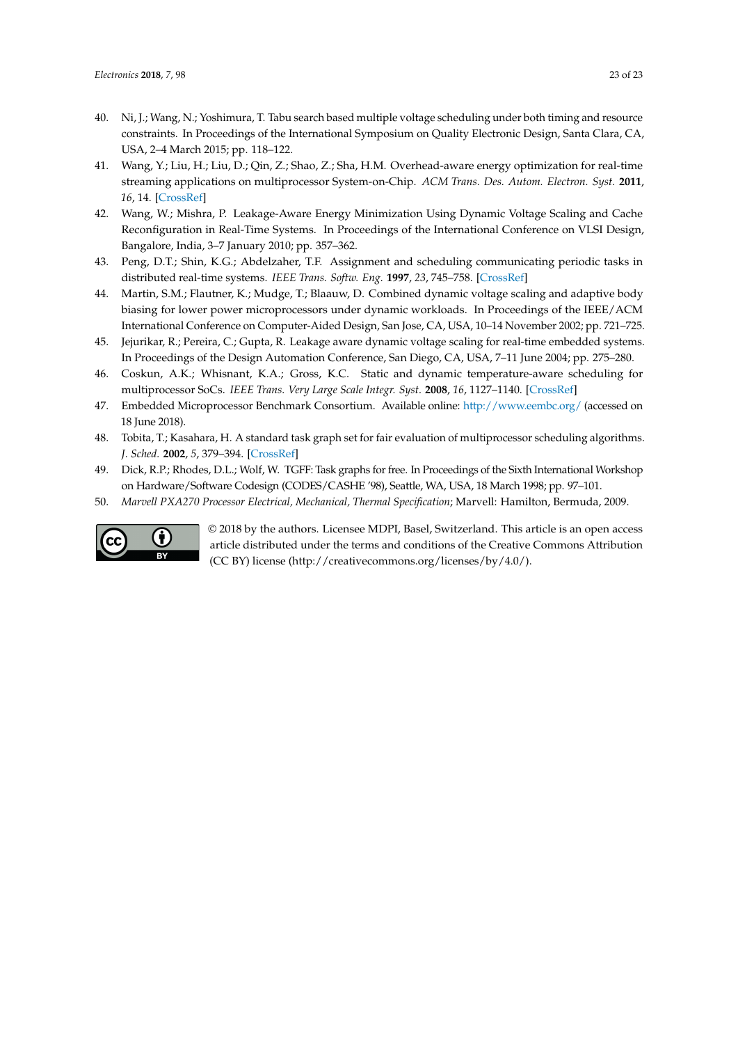40. Ni, J.; Wang, N.; Yoshimura, T. Tabu search based multiple voltage scheduling under both timing and resource constraints. In Proceedings of the International Symposium on Quality Electronic Design, Santa Clara, CA, USA, 2–4 March 2015; pp. 118–122.
41. Wang, Y.; Liu, H.; Liu, D.; Qin, Z.; Shao, Z.; Sha, H.M. Overhead-aware energy optimization for real-time streaming applications on multiprocessor System-on-Chip. *ACM Trans. Des. Autom. Electron. Syst.* **2011**, *16*, 14. [CrossRef]
42. Wang, W.; Mishra, P. Leakage-Aware Energy Minimization Using Dynamic Voltage Scaling and Cache Reconfiguration in Real-Time Systems. In Proceedings of the International Conference on VLSI Design, Bangalore, India, 3–7 January 2010; pp. 357–362.
43. Peng, D.T.; Shin, K.G.; Abdelzaher, T.F. Assignment and scheduling communicating periodic tasks in distributed real-time systems. *IEEE Trans. Softw. Eng.* **1997**, *23*, 745–758. [CrossRef]
44. Martin, S.M.; Flautner, K.; Mudge, T.; Blaauw, D. Combined dynamic voltage scaling and adaptive body biasing for lower power microprocessors under dynamic workloads. In Proceedings of the IEEE/ACM International Conference on Computer-Aided Design, San Jose, CA, USA, 10–14 November 2002; pp. 721–725.
45. Jejurikar, R.; Pereira, C.; Gupta, R. Leakage aware dynamic voltage scaling for real-time embedded systems. In Proceedings of the Design Automation Conference, San Diego, CA, USA, 7–11 June 2004; pp. 275–280.
46. Coskun, A.K.; Whisnant, K.A.; Gross, K.C. Static and dynamic temperature-aware scheduling for multiprocessor SoCs. *IEEE Trans. Very Large Scale Integr. Syst.* **2008**, *16*, 1127–1140. [CrossRef]
47. Embedded Microprocessor Benchmark Consortium. Available online: http://www.eembc.org/ (accessed on 18 June 2018).
48. Tobita, T.; Kasahara, H. A standard task graph set for fair evaluation of multiprocessor scheduling algorithms. *J. Sched.* **2002**, *5*, 379–394. [CrossRef]
49. Dick, R.P.; Rhodes, D.L.; Wolf, W. TGFF: Task graphs for free. In Proceedings of the Sixth International Workshop on Hardware/Software Codesign (CODES/CASHE '98), Seattle, WA, USA, 18 March 1998; pp. 97–101.
50. *Marvell PXA270 Processor Electrical, Mechanical, Thermal Specification*; Marvell: Hamilton, Bermuda, 2009.

© 2018 by the authors. Licensee MDPI, Basel, Switzerland. This article is an open access article distributed under the terms and conditions of the Creative Commons Attribution (CC BY) license (http://creativecommons.org/licenses/by/4.0/).